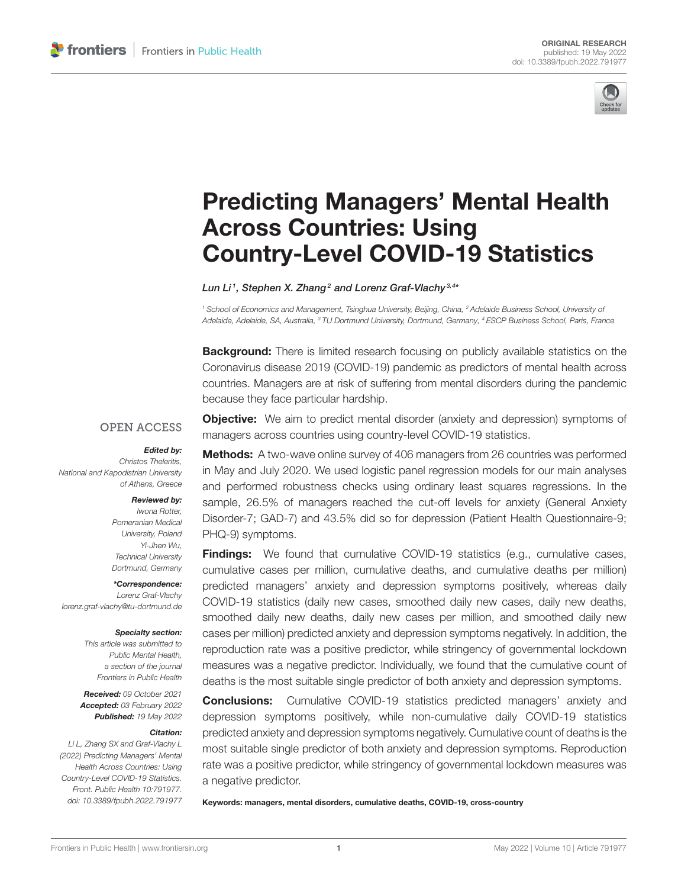ORIGINAL RESEARCH
published: 19 May 2022
doi: 10.3389/fpubh.2022.791977

# Predicting Managers' Mental Health Across Countries: Using Country-Level COVID-19 Statistics

*Lun Li*[1], *Stephen X. Zhang*[2] *and Lorenz Graf-Vlachy*[3,4*]

[1] School of Economics and Management, Tsinghua University, Beijing, China, [2] Adelaide Business School, University of Adelaide, Adelaide, SA, Australia, [3] TU Dortmund University, Dortmund, Germany, [4] ESCP Business School, Paris, France

**Background:** There is limited research focusing on publicly available statistics on the Coronavirus disease 2019 (COVID-19) pandemic as predictors of mental health across countries. Managers are at risk of suffering from mental disorders during the pandemic because they face particular hardship.

**Objective:** We aim to predict mental disorder (anxiety and depression) symptoms of managers across countries using country-level COVID-19 statistics.

**Methods:** A two-wave online survey of 406 managers from 26 countries was performed in May and July 2020. We used logistic panel regression models for our main analyses and performed robustness checks using ordinary least squares regressions. In the sample, 26.5% of managers reached the cut-off levels for anxiety (General Anxiety Disorder-7; GAD-7) and 43.5% did so for depression (Patient Health Questionnaire-9; PHQ-9) symptoms.

**Findings:** We found that cumulative COVID-19 statistics (e.g., cumulative cases, cumulative cases per million, cumulative deaths, and cumulative deaths per million) predicted managers' anxiety and depression symptoms positively, whereas daily COVID-19 statistics (daily new cases, smoothed daily new cases, daily new deaths, smoothed daily new deaths, daily new cases per million, and smoothed daily new cases per million) predicted anxiety and depression symptoms negatively. In addition, the reproduction rate was a positive predictor, while stringency of governmental lockdown measures was a negative predictor. Individually, we found that the cumulative count of deaths is the most suitable single predictor of both anxiety and depression symptoms.

**Conclusions:** Cumulative COVID-19 statistics predicted managers' anxiety and depression symptoms positively, while non-cumulative daily COVID-19 statistics predicted anxiety and depression symptoms negatively. Cumulative count of deaths is the most suitable single predictor of both anxiety and depression symptoms. Reproduction rate was a positive predictor, while stringency of governmental lockdown measures was a negative predictor.

**Keywords: managers, mental disorders, cumulative deaths, COVID-19, cross-country**

OPEN ACCESS

***Edited by:***
Christos Theleritis,
National and Kapodistrian University of Athens, Greece

***Reviewed by:***
Iwona Rotter,
Pomeranian Medical University, Poland
Yi-Jhen Wu,
Technical University Dortmund, Germany

***\*Correspondence:***
Lorenz Graf-Vlachy
lorenz.graf-vlachy@tu-dortmund.de

***Specialty section:***
This article was submitted to Public Mental Health, a section of the journal Frontiers in Public Health

***Received:*** 09 October 2021
***Accepted:*** 03 February 2022
***Published:*** 19 May 2022

***Citation:***
Li L, Zhang SX and Graf-Vlachy L (2022) Predicting Managers' Mental Health Across Countries: Using Country-Level COVID-19 Statistics. Front. Public Health 10:791977. doi: 10.3389/fpubh.2022.791977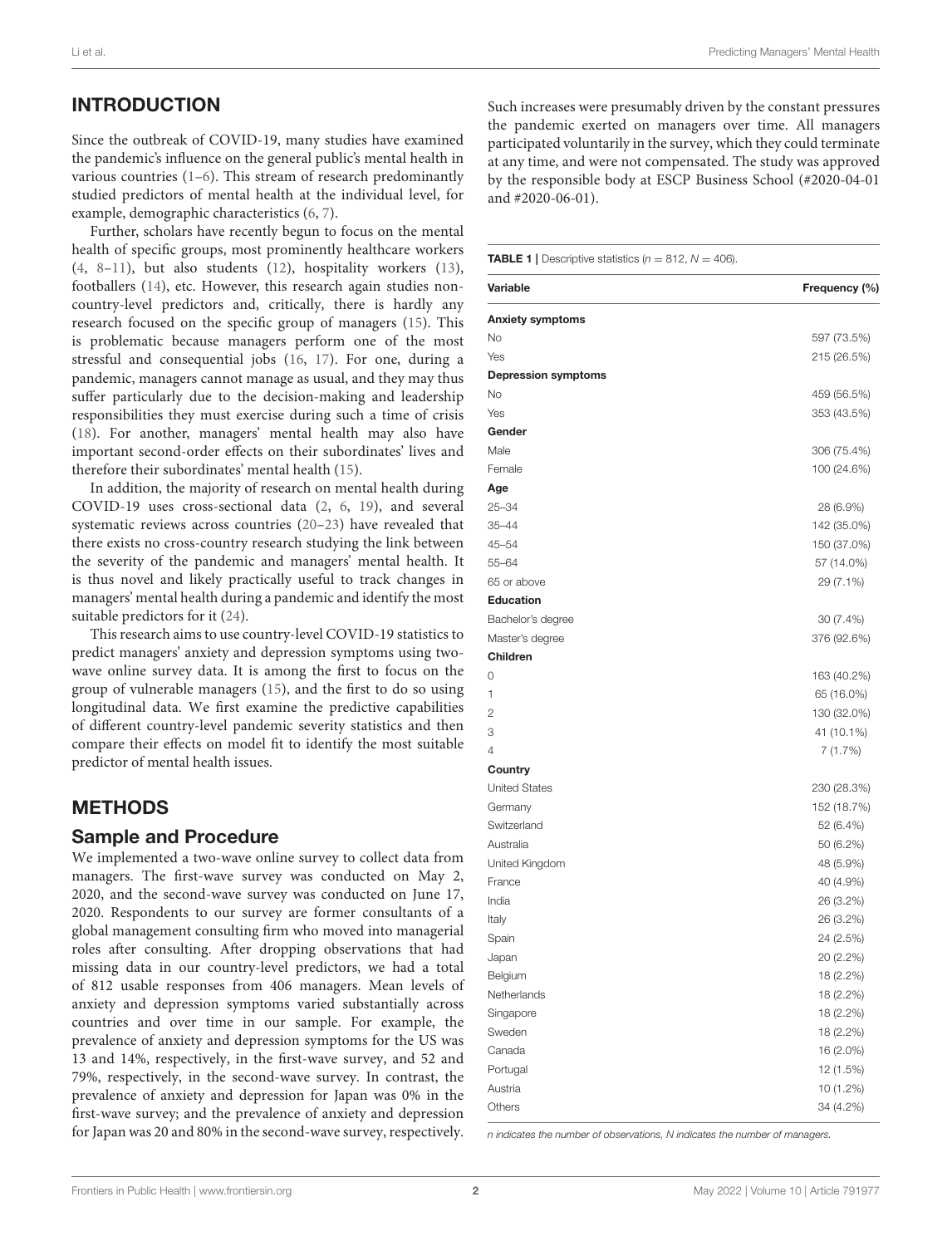## INTRODUCTION

Since the outbreak of COVID-19, many studies have examined the pandemic's influence on the general public's mental health in various countries (1–6). This stream of research predominantly studied predictors of mental health at the individual level, for example, demographic characteristics (6, 7).

Further, scholars have recently begun to focus on the mental health of specific groups, most prominently healthcare workers (4, 8–11), but also students (12), hospitality workers (13), footballers (14), etc. However, this research again studies non-country-level predictors and, critically, there is hardly any research focused on the specific group of managers (15). This is problematic because managers perform one of the most stressful and consequential jobs (16, 17). For one, during a pandemic, managers cannot manage as usual, and they may thus suffer particularly due to the decision-making and leadership responsibilities they must exercise during such a time of crisis (18). For another, managers' mental health may also have important second-order effects on their subordinates' lives and therefore their subordinates' mental health (15).

In addition, the majority of research on mental health during COVID-19 uses cross-sectional data (2, 6, 19), and several systematic reviews across countries (20–23) have revealed that there exists no cross-country research studying the link between the severity of the pandemic and managers' mental health. It is thus novel and likely practically useful to track changes in managers' mental health during a pandemic and identify the most suitable predictors for it (24).

This research aims to use country-level COVID-19 statistics to predict managers' anxiety and depression symptoms using two-wave online survey data. It is among the first to focus on the group of vulnerable managers (15), and the first to do so using longitudinal data. We first examine the predictive capabilities of different country-level pandemic severity statistics and then compare their effects on model fit to identify the most suitable predictor of mental health issues.

## METHODS

### Sample and Procedure

We implemented a two-wave online survey to collect data from managers. The first-wave survey was conducted on May 2, 2020, and the second-wave survey was conducted on June 17, 2020. Respondents to our survey are former consultants of a global management consulting firm who moved into managerial roles after consulting. After dropping observations that had missing data in our country-level predictors, we had a total of 812 usable responses from 406 managers. Mean levels of anxiety and depression symptoms varied substantially across countries and over time in our sample. For example, the prevalence of anxiety and depression symptoms for the US was 13 and 14%, respectively, in the first-wave survey, and 52 and 79%, respectively, in the second-wave survey. In contrast, the prevalence of anxiety and depression for Japan was 0% in the first-wave survey; and the prevalence of anxiety and depression for Japan was 20 and 80% in the second-wave survey, respectively. Such increases were presumably driven by the constant pressures the pandemic exerted on managers over time. All managers participated voluntarily in the survey, which they could terminate at any time, and were not compensated. The study was approved by the responsible body at ESCP Business School (#2020-04-01 and #2020-06-01).

**TABLE 1** | Descriptive statistics ($n = 812$, $N = 406$).

| Variable | Frequency (%) |
|---|---|
| **Anxiety symptoms** | |
| No | 597 (73.5%) |
| Yes | 215 (26.5%) |
| **Depression symptoms** | |
| No | 459 (56.5%) |
| Yes | 353 (43.5%) |
| **Gender** | |
| Male | 306 (75.4%) |
| Female | 100 (24.6%) |
| **Age** | |
| 25–34 | 28 (6.9%) |
| 35–44 | 142 (35.0%) |
| 45–54 | 150 (37.0%) |
| 55–64 | 57 (14.0%) |
| 65 or above | 29 (7.1%) |
| **Education** | |
| Bachelor's degree | 30 (7.4%) |
| Master's degree | 376 (92.6%) |
| **Children** | |
| 0 | 163 (40.2%) |
| 1 | 65 (16.0%) |
| 2 | 130 (32.0%) |
| 3 | 41 (10.1%) |
| 4 | 7 (1.7%) |
| **Country** | |
| United States | 230 (28.3%) |
| Germany | 152 (18.7%) |
| Switzerland | 52 (6.4%) |
| Australia | 50 (6.2%) |
| United Kingdom | 48 (5.9%) |
| France | 40 (4.9%) |
| India | 26 (3.2%) |
| Italy | 26 (3.2%) |
| Spain | 24 (2.5%) |
| Japan | 20 (2.2%) |
| Belgium | 18 (2.2%) |
| Netherlands | 18 (2.2%) |
| Singapore | 18 (2.2%) |
| Sweden | 18 (2.2%) |
| Canada | 16 (2.0%) |
| Portugal | 12 (1.5%) |
| Austria | 10 (1.2%) |
| Others | 34 (4.2%) |

*n indicates the number of observations, N indicates the number of managers.*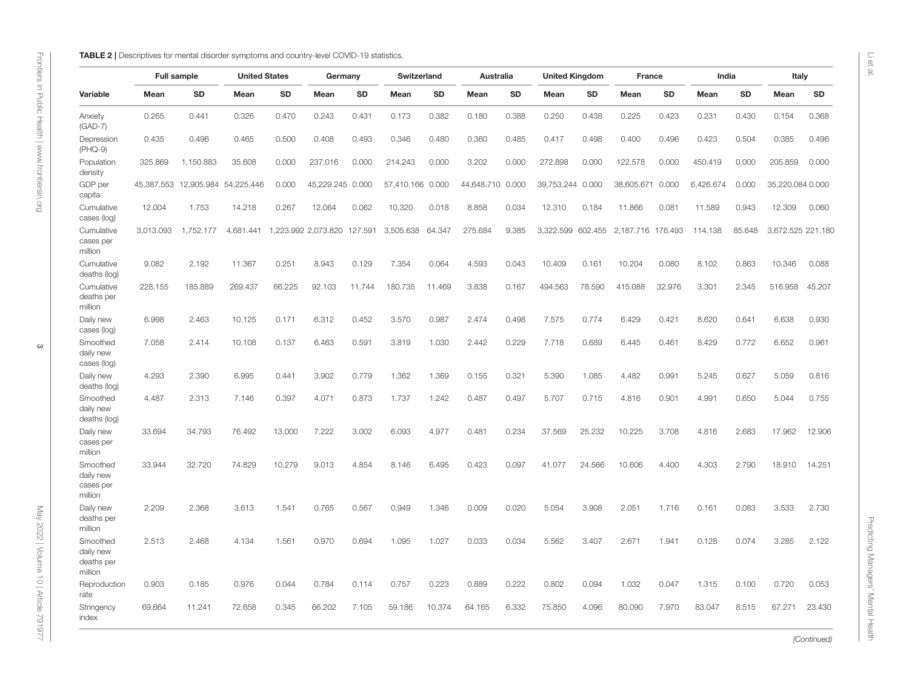**TABLE 2 |** Descriptives for mental disorder symptoms and country-level COVID-19 statistics.

| | Full sample | | United States | | Germany | | Switzerland | | Australia | | United Kingdom | | France | | India | | Italy | |
|---|---|---|---|---|---|---|---|---|---|---|---|---|---|---|---|---|---|---|
| **Variable** | **Mean** | **SD** | **Mean** | **SD** | **Mean** | **SD** | **Mean** | **SD** | **Mean** | **SD** | **Mean** | **SD** | **Mean** | **SD** | **Mean** | **SD** | **Mean** | **SD** |
| Anxiety (GAD-7) | 0.265 | 0.441 | 0.326 | 0.470 | 0.243 | 0.431 | 0.173 | 0.382 | 0.180 | 0.388 | 0.250 | 0.438 | 0.225 | 0.423 | 0.231 | 0.430 | 0.154 | 0.368 |
| Depression (PHQ-9) | 0.435 | 0.496 | 0.465 | 0.500 | 0.408 | 0.493 | 0.346 | 0.480 | 0.360 | 0.485 | 0.417 | 0.498 | 0.400 | 0.496 | 0.423 | 0.504 | 0.385 | 0.496 |
| Population density | 325.869 | 1,150.883 | 35.608 | 0.000 | 237.016 | 0.000 | 214.243 | 0.000 | 3.202 | 0.000 | 272.898 | 0.000 | 122.578 | 0.000 | 450.419 | 0.000 | 205.859 | 0.000 |
| GDP per capita | 45,387.553 | 12,905.984 | 54,225.446 | 0.000 | 45,229.245 | 0.000 | 57,410.166 | 0.000 | 44,648.710 | 0.000 | 39,753.244 | 0.000 | 38,605.671 | 0.000 | 6,426.674 | 0.000 | 35,220.084 | 0.000 |
| Cumulative cases (log) | 12.004 | 1.753 | 14.218 | 0.267 | 12.064 | 0.062 | 10.320 | 0.018 | 8.858 | 0.034 | 12.310 | 0.184 | 11.866 | 0.081 | 11.589 | 0.943 | 12.309 | 0.060 |
| Cumulative cases per million | 3,013.093 | 1,752.177 | 4,681.441 | 1,223.992 | 2,073.820 | 127.591 | 3,505.638 | 64.347 | 275.684 | 9.385 | 3,322.599 | 602.455 | 2,187.716 | 176.493 | 114.138 | 85.648 | 3,672.525 | 221.180 |
| Cumulative deaths (log) | 9.082 | 2.192 | 11.367 | 0.251 | 8.943 | 0.129 | 7.354 | 0.064 | 4.593 | 0.043 | 10.409 | 0.161 | 10.204 | 0.080 | 8.102 | 0.863 | 10.346 | 0.088 |
| Cumulative deaths per million | 228.155 | 185.889 | 269.437 | 66.225 | 92.103 | 11.744 | 180.735 | 11.469 | 3.838 | 0.167 | 494.563 | 78.590 | 415.088 | 32.976 | 3.301 | 2.345 | 516.958 | 45.207 |
| Daily new cases (log) | 6.998 | 2.463 | 10.125 | 0.171 | 6.312 | 0.452 | 3.570 | 0.987 | 2.474 | 0.498 | 7.575 | 0.774 | 6.429 | 0.421 | 8.620 | 0.641 | 6.638 | 0.930 |
| Smoothed daily new cases (log) | 7.058 | 2.414 | 10.108 | 0.137 | 6.463 | 0.591 | 3.819 | 1.030 | 2.442 | 0.229 | 7.718 | 0.689 | 6.445 | 0.461 | 8.429 | 0.772 | 6.652 | 0.961 |
| Daily new deaths (log) | 4.293 | 2.390 | 6.995 | 0.441 | 3.902 | 0.779 | 1.362 | 1.369 | 0.155 | 0.321 | 5.390 | 1.085 | 4.482 | 0.991 | 5.245 | 0.627 | 5.059 | 0.816 |
| Smoothed daily new deaths (log) | 4.487 | 2.313 | 7.146 | 0.397 | 4.071 | 0.873 | 1.737 | 1.242 | 0.487 | 0.497 | 5.707 | 0.715 | 4.816 | 0.901 | 4.991 | 0.650 | 5.044 | 0.755 |
| Daily new cases per million | 33.694 | 34.793 | 76.492 | 13.000 | 7.222 | 3.002 | 6.093 | 4.977 | 0.481 | 0.234 | 37.569 | 25.232 | 10.225 | 3.708 | 4.816 | 2.683 | 17.962 | 12.906 |
| Smoothed daily new cases per million | 33.944 | 32.720 | 74.829 | 10.279 | 9.013 | 4.854 | 8.146 | 6.495 | 0.423 | 0.097 | 41.077 | 24.566 | 10.606 | 4.400 | 4.303 | 2.790 | 18.910 | 14.251 |
| Daily new deaths per million | 2.209 | 2.368 | 3.613 | 1.541 | 0.765 | 0.567 | 0.949 | 1.346 | 0.009 | 0.020 | 5.054 | 3.908 | 2.051 | 1.716 | 0.161 | 0.083 | 3.533 | 2.730 |
| Smoothed daily new deaths per million | 2.513 | 2.468 | 4.134 | 1.561 | 0.970 | 0.694 | 1.095 | 1.027 | 0.033 | 0.034 | 5.562 | 3.407 | 2.671 | 1.941 | 0.128 | 0.074 | 3.285 | 2.122 |
| Reproduction rate | 0.903 | 0.185 | 0.976 | 0.044 | 0.784 | 0.114 | 0.757 | 0.223 | 0.889 | 0.222 | 0.802 | 0.094 | 1.032 | 0.047 | 1.315 | 0.100 | 0.720 | 0.053 |
| Stringency index | 69.664 | 11.241 | 72.658 | 0.345 | 66.202 | 7.105 | 59.186 | 10.374 | 64.165 | 6.332 | 75.850 | 4.096 | 80.090 | 7.970 | 83.047 | 8.515 | 67.271 | 23.430 |

*(Continued)*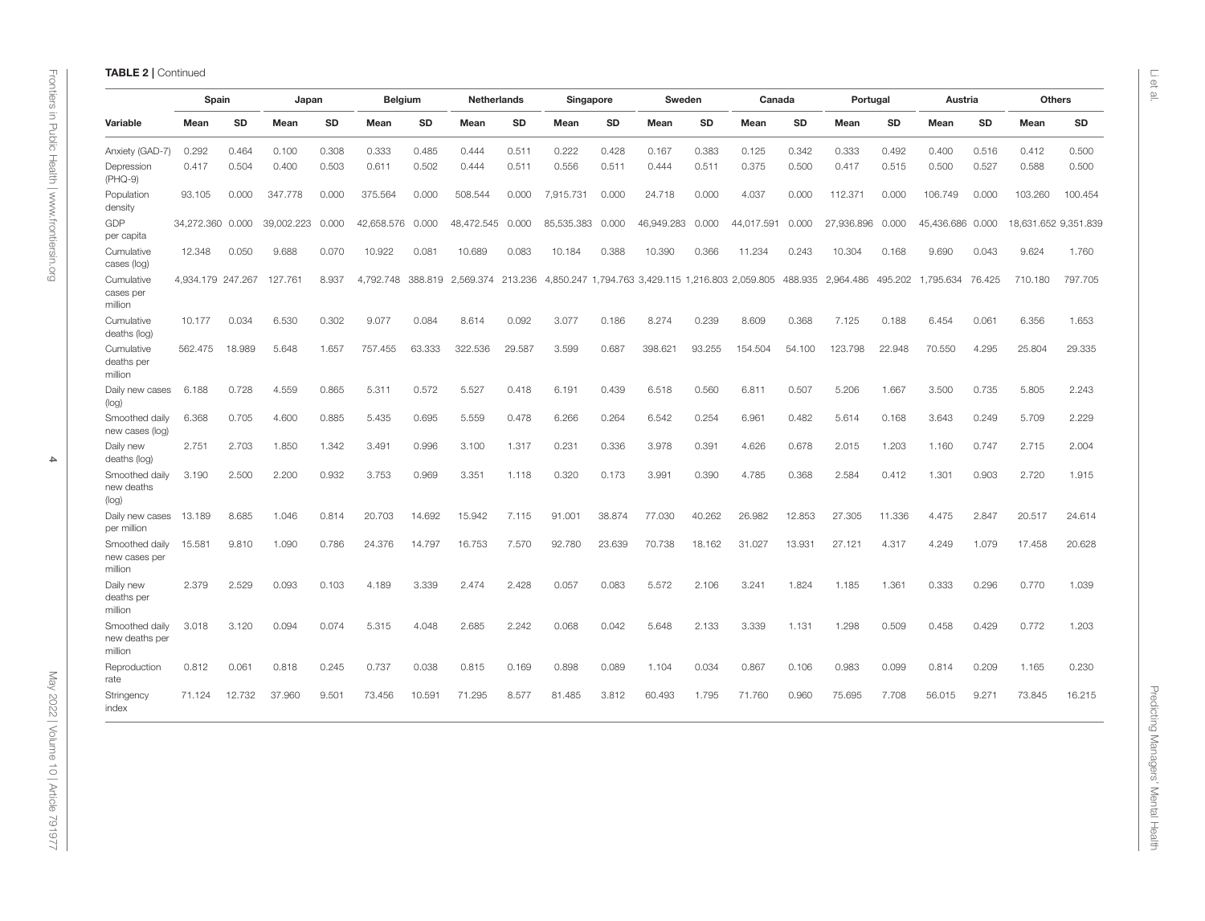**TABLE 2 | Continued**

| Variable | Spain | | Japan | | Belgium | | Netherlands | | Singapore | | Sweden | | Canada | | Portugal | | Austria | | Others | |
|---|---|---|---|---|---|---|---|---|---|---|---|---|---|---|---|---|---|---|---|---|
| | Mean | SD | Mean | SD | Mean | SD | Mean | SD | Mean | SD | Mean | SD | Mean | SD | Mean | SD | Mean | SD | Mean | SD |
| Anxiety (GAD-7) | 0.292 | 0.464 | 0.100 | 0.308 | 0.333 | 0.485 | 0.444 | 0.511 | 0.222 | 0.428 | 0.167 | 0.383 | 0.125 | 0.342 | 0.333 | 0.492 | 0.400 | 0.516 | 0.412 | 0.500 |
| Depression (PHQ-9) | 0.417 | 0.504 | 0.400 | 0.503 | 0.611 | 0.502 | 0.444 | 0.511 | 0.556 | 0.511 | 0.444 | 0.511 | 0.375 | 0.500 | 0.417 | 0.515 | 0.500 | 0.527 | 0.588 | 0.500 |
| Population density | 93.105 | 0.000 | 347.778 | 0.000 | 375.564 | 0.000 | 508.544 | 0.000 | 7,915.731 | 0.000 | 24.718 | 0.000 | 4.037 | 0.000 | 112.371 | 0.000 | 106.749 | 0.000 | 103.260 | 100.454 |
| GDP per capita | 34,272.360 | 0.000 | 39,002.223 | 0.000 | 42,658.576 | 0.000 | 48,472.545 | 0.000 | 85,535.383 | 0.000 | 46,949.283 | 0.000 | 44,017.591 | 0.000 | 27,936.896 | 0.000 | 45,436.686 | 0.000 | 18,631.652 | 9,351.839 |
| Cumulative cases (log) | 12.348 | 0.050 | 9.688 | 0.070 | 10.922 | 0.081 | 10.689 | 0.083 | 10.184 | 0.388 | 10.390 | 0.366 | 11.234 | 0.243 | 10.304 | 0.168 | 9.690 | 0.043 | 9.624 | 1.760 |
| Cumulative cases per million | 4,934.179 | 247.267 | 127.761 | 8.937 | 4,792.748 | 388.819 | 2,569.374 | 213.236 | 4,850.247 | 1,794.763 | 3,429.115 | 1,216.803 | 2,059.805 | 488.935 | 2,964.486 | 495.202 | 1,795.634 | 76.425 | 710.180 | 797.705 |
| Cumulative deaths (log) | 10.177 | 0.034 | 6.530 | 0.302 | 9.077 | 0.084 | 8.614 | 0.092 | 3.077 | 0.186 | 8.274 | 0.239 | 8.609 | 0.368 | 7.125 | 0.188 | 6.454 | 0.061 | 6.356 | 1.653 |
| Cumulative deaths per million | 562.475 | 18.989 | 5.648 | 1.657 | 757.455 | 63.333 | 322.536 | 29.587 | 3.599 | 0.687 | 398.621 | 93.255 | 154.504 | 54.100 | 123.798 | 22.948 | 70.550 | 4.295 | 25.804 | 29.335 |
| Daily new cases (log) | 6.188 | 0.728 | 4.559 | 0.865 | 5.311 | 0.572 | 5.527 | 0.418 | 6.191 | 0.439 | 6.518 | 0.560 | 6.811 | 0.507 | 5.206 | 1.667 | 3.500 | 0.735 | 5.805 | 2.243 |
| Smoothed daily new cases (log) | 6.368 | 0.705 | 4.600 | 0.885 | 5.435 | 0.695 | 5.559 | 0.478 | 6.266 | 0.264 | 6.542 | 0.254 | 6.961 | 0.482 | 5.614 | 0.168 | 3.643 | 0.249 | 5.709 | 2.229 |
| Daily new deaths (log) | 2.751 | 2.703 | 1.850 | 1.342 | 3.491 | 0.996 | 3.100 | 1.317 | 0.231 | 0.336 | 3.978 | 0.391 | 4.626 | 0.678 | 2.015 | 1.203 | 1.160 | 0.747 | 2.715 | 2.004 |
| Smoothed daily new deaths (log) | 3.190 | 2.500 | 2.200 | 0.932 | 3.753 | 0.969 | 3.351 | 1.118 | 0.320 | 0.173 | 3.991 | 0.390 | 4.785 | 0.368 | 2.584 | 0.412 | 1.301 | 0.903 | 2.720 | 1.915 |
| Daily new cases per million | 13.189 | 8.685 | 1.046 | 0.814 | 20.703 | 14.692 | 15.942 | 7.115 | 91.001 | 38.874 | 77.030 | 40.262 | 26.982 | 12.853 | 27.305 | 11.336 | 4.475 | 2.847 | 20.517 | 24.614 |
| Smoothed daily new cases per million | 15.581 | 9.810 | 1.090 | 0.786 | 24.376 | 14.797 | 16.753 | 7.570 | 92.780 | 23.639 | 70.738 | 18.162 | 31.027 | 13.931 | 27.121 | 4.317 | 4.249 | 1.079 | 17.458 | 20.628 |
| Daily new deaths per million | 2.379 | 2.529 | 0.093 | 0.103 | 4.189 | 3.339 | 2.474 | 2.428 | 0.057 | 0.083 | 5.572 | 2.106 | 3.241 | 1.824 | 1.185 | 1.361 | 0.333 | 0.296 | 0.770 | 1.039 |
| Smoothed daily new deaths per million | 3.018 | 3.120 | 0.094 | 0.074 | 5.315 | 4.048 | 2.685 | 2.242 | 0.068 | 0.042 | 5.648 | 2.133 | 3.339 | 1.131 | 1.298 | 0.509 | 0.458 | 0.429 | 0.772 | 1.203 |
| Reproduction rate | 0.812 | 0.061 | 0.818 | 0.245 | 0.737 | 0.038 | 0.815 | 0.169 | 0.898 | 0.089 | 1.104 | 0.034 | 0.867 | 0.106 | 0.983 | 0.099 | 0.814 | 0.209 | 1.165 | 0.230 |
| Stringency index | 71.124 | 12.732 | 37.960 | 9.501 | 73.456 | 10.591 | 71.295 | 8.577 | 81.485 | 3.812 | 60.493 | 1.795 | 71.760 | 0.960 | 75.695 | 7.708 | 56.015 | 9.271 | 73.845 | 16.215 |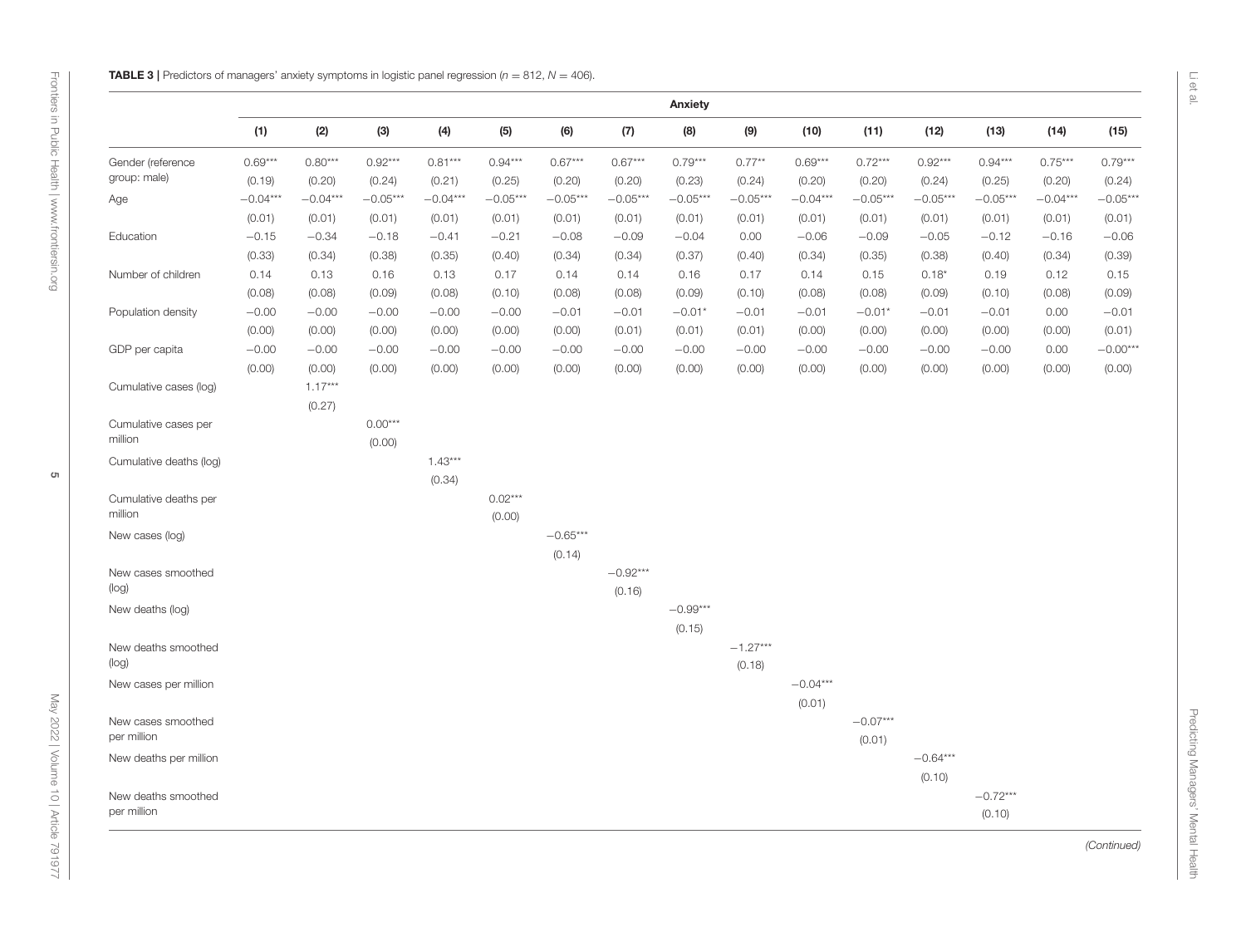**TABLE 3** | Predictors of managers' anxiety symptoms in logistic panel regression ($n = 812$, $N = 406$).

| | Anxiety | | | | | | | | | | | | | | |
|---|---|---|---|---|---|---|---|---|---|---|---|---|---|---|---|
| | (1) | (2) | (3) | (4) | (5) | (6) | (7) | (8) | (9) | (10) | (11) | (12) | (13) | (14) | (15) |
| Gender (reference group: male) | 0.69*** | 0.80*** | 0.92*** | 0.81*** | 0.94*** | 0.67*** | 0.67*** | 0.79*** | 0.77** | 0.69*** | 0.72*** | 0.92*** | 0.94*** | 0.75*** | 0.79*** |
| | (0.19) | (0.20) | (0.24) | (0.21) | (0.25) | (0.20) | (0.20) | (0.23) | (0.24) | (0.20) | (0.20) | (0.24) | (0.25) | (0.20) | (0.24) |
| Age | −0.04*** | −0.04*** | −0.05*** | −0.04*** | −0.05*** | −0.05*** | −0.05*** | −0.05*** | −0.05*** | −0.04*** | −0.05*** | −0.05*** | −0.05*** | −0.04*** | −0.05*** |
| | (0.01) | (0.01) | (0.01) | (0.01) | (0.01) | (0.01) | (0.01) | (0.01) | (0.01) | (0.01) | (0.01) | (0.01) | (0.01) | (0.01) | (0.01) |
| Education | −0.15 | −0.34 | −0.18 | −0.41 | −0.21 | −0.08 | −0.09 | −0.04 | 0.00 | −0.06 | −0.09 | −0.05 | −0.12 | −0.16 | −0.06 |
| | (0.33) | (0.34) | (0.38) | (0.35) | (0.40) | (0.34) | (0.34) | (0.37) | (0.40) | (0.34) | (0.35) | (0.38) | (0.40) | (0.34) | (0.39) |
| Number of children | 0.14 | 0.13 | 0.16 | 0.13 | 0.17 | 0.14 | 0.14 | 0.16 | 0.17 | 0.14 | 0.15 | 0.18* | 0.19 | 0.12 | 0.15 |
| | (0.08) | (0.08) | (0.09) | (0.08) | (0.10) | (0.08) | (0.08) | (0.09) | (0.10) | (0.08) | (0.08) | (0.09) | (0.10) | (0.08) | (0.09) |
| Population density | −0.00 | −0.00 | −0.00 | −0.00 | −0.00 | −0.01 | −0.01 | −0.01* | −0.01 | −0.01 | −0.01* | −0.01 | −0.01 | 0.00 | −0.01 |
| | (0.00) | (0.00) | (0.00) | (0.00) | (0.00) | (0.00) | (0.01) | (0.01) | (0.01) | (0.00) | (0.00) | (0.00) | (0.00) | (0.00) | (0.01) |
| GDP per capita | −0.00 | −0.00 | −0.00 | −0.00 | −0.00 | −0.00 | −0.00 | −0.00 | −0.00 | −0.00 | −0.00 | −0.00 | −0.00 | 0.00 | −0.00*** |
| | (0.00) | (0.00) | (0.00) | (0.00) | (0.00) | (0.00) | (0.00) | (0.00) | (0.00) | (0.00) | (0.00) | (0.00) | (0.00) | (0.00) | (0.00) |
| Cumulative cases (log) | | 1.17*** | | | | | | | | | | | | | |
| | | (0.27) | | | | | | | | | | | | | |
| Cumulative cases per million | | | 0.00*** | | | | | | | | | | | | |
| | | | (0.00) | | | | | | | | | | | | |
| Cumulative deaths (log) | | | | 1.43*** | | | | | | | | | | | |
| | | | | (0.34) | | | | | | | | | | | |
| Cumulative deaths per million | | | | | 0.02*** | | | | | | | | | | |
| | | | | | (0.00) | | | | | | | | | | |
| New cases (log) | | | | | | −0.65*** | | | | | | | | | |
| | | | | | | (0.14) | | | | | | | | | |
| New cases smoothed (log) | | | | | | | −0.92*** | | | | | | | | |
| | | | | | | | (0.16) | | | | | | | | |
| New deaths (log) | | | | | | | | −0.99*** | | | | | | | |
| | | | | | | | | (0.15) | | | | | | | |
| New deaths smoothed (log) | | | | | | | | | −1.27*** | | | | | | |
| | | | | | | | | | (0.18) | | | | | | |
| New cases per million | | | | | | | | | | −0.04*** | | | | | |
| | | | | | | | | | | (0.01) | | | | | |
| New cases smoothed per million | | | | | | | | | | | −0.07*** | | | | |
| | | | | | | | | | | | (0.01) | | | | |
| New deaths per million | | | | | | | | | | | | −0.64*** | | | |
| | | | | | | | | | | | | (0.10) | | | |
| New deaths smoothed per million | | | | | | | | | | | | | −0.72*** | | |
| | | | | | | | | | | | | | (0.10) | | |

*(Continued)*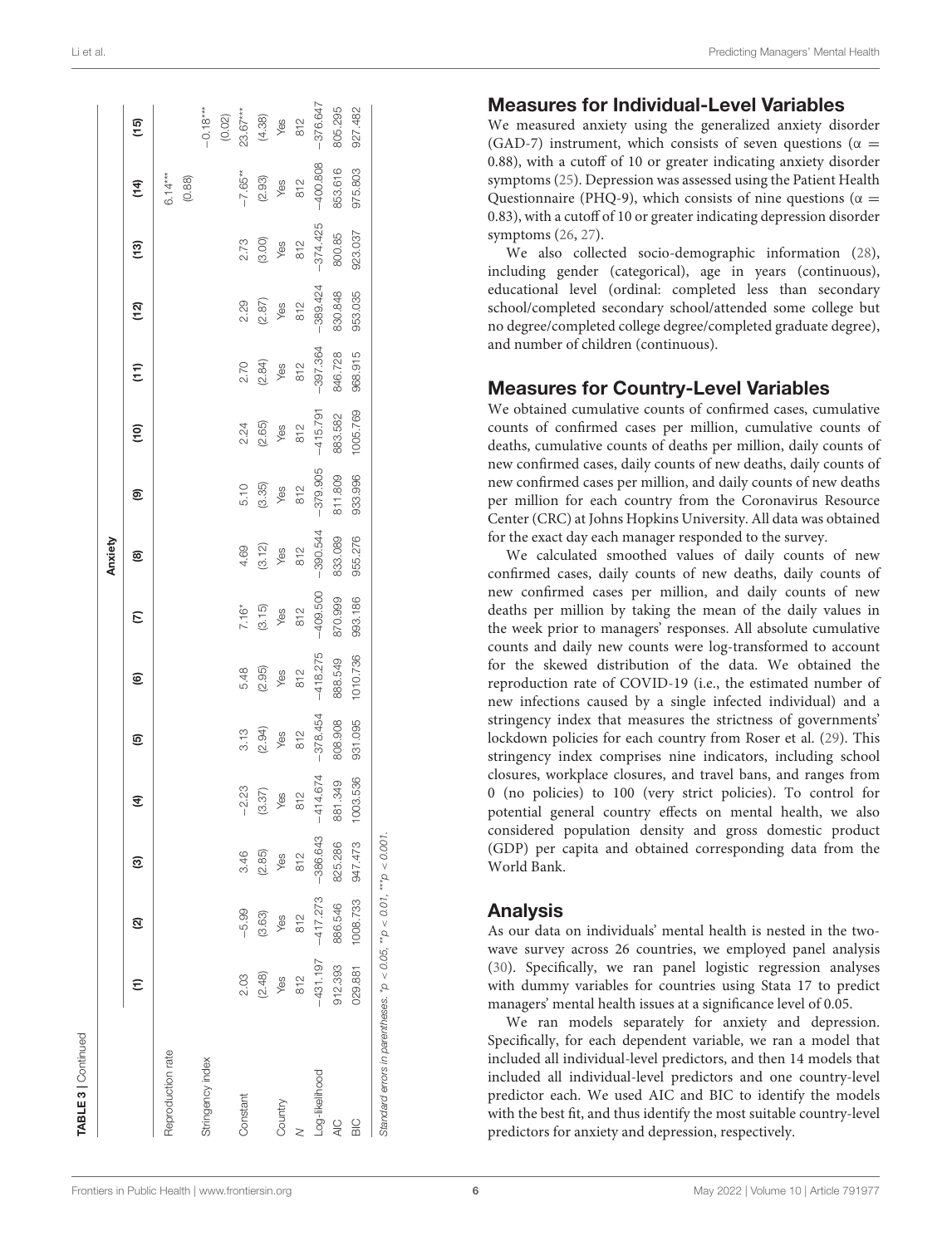**TABLE 3 | Continued**

| | Anxiety | | | | | | | | | | | | | | |
|---|---|---|---|---|---|---|---|---|---|---|---|---|---|---|---|
| | (1) | (2) | (3) | (4) | (5) | (6) | (7) | (8) | (9) | (10) | (11) | (12) | (13) | (14) | (15) |
| Reproduction rate | | | | | | | | | | | | | | 6.14*** | |
| | | | | | | | | | | | | | | (0.88) | |
| Stringency index | | | | | | | | | | | | | | | −0.18*** |
| | | | | | | | | | | | | | | | (0.02) |
| Constant | 2.03 | −5.99 | 3.46 | −2.23 | 3.13 | 5.48 | 7.16* | 4.69 | 5.10 | 2.24 | 2.70 | 2.29 | 2.73 | −7.65** | 23.67*** |
| | (2.48) | (3.63) | (2.85) | (3.37) | (2.94) | (2.95) | (3.15) | (3.12) | (3.35) | (2.65) | (2.84) | (2.87) | (3.00) | (2.93) | (4.38) |
| Country | Yes | Yes | Yes | Yes | Yes | Yes | Yes | Yes | Yes | Yes | Yes | Yes | Yes | Yes | Yes |
| *N* | 812 | 812 | 812 | 812 | 812 | 812 | 812 | 812 | 812 | 812 | 812 | 812 | 812 | 812 | 812 |
| Log-likelihood | −431.197 | −417.273 | −386.643 | −414.674 | −378.454 | −418.275 | −409.500 | −390.544 | −379.905 | −415.791 | −397.364 | −389.424 | −374.425 | −400.808 | −376.647 |
| AIC | 912.393 | 886.546 | 825.286 | 881.349 | 808.908 | 888.549 | 870.999 | 833.089 | 811.809 | 883.582 | 846.728 | 830.848 | 800.85 | 853.616 | 805.295 |
| BIC | 029.881 | 1008.733 | 947.473 | 1003.536 | 931.095 | 1010.736 | 993.186 | 955.276 | 933.996 | 1005.769 | 968.915 | 953.035 | 923.037 | 975.803 | 927.482 |

*Standard errors in parentheses. *p < 0.05, **p < 0.01, ***p < 0.001.*

## Measures for Individual-Level Variables

We measured anxiety using the generalized anxiety disorder (GAD-7) instrument, which consists of seven questions ($\alpha = 0.88$), with a cutoff of 10 or greater indicating anxiety disorder symptoms (25). Depression was assessed using the Patient Health Questionnaire (PHQ-9), which consists of nine questions ($\alpha = 0.83$), with a cutoff of 10 or greater indicating depression disorder symptoms (26, 27).

We also collected socio-demographic information (28), including gender (categorical), age in years (continuous), educational level (ordinal: completed less than secondary school/completed secondary school/attended some college but no degree/completed college degree/completed graduate degree), and number of children (continuous).

## Measures for Country-Level Variables

We obtained cumulative counts of confirmed cases, cumulative counts of confirmed cases per million, cumulative counts of deaths, cumulative counts of deaths per million, daily counts of new confirmed cases, daily counts of new deaths, daily counts of new confirmed cases per million, and daily counts of new deaths per million for each country from the Coronavirus Resource Center (CRC) at Johns Hopkins University. All data was obtained for the exact day each manager responded to the survey.

We calculated smoothed values of daily counts of new confirmed cases, daily counts of new deaths, daily counts of new confirmed cases per million, and daily counts of new deaths per million by taking the mean of the daily values in the week prior to managers' responses. All absolute cumulative counts and daily new counts were log-transformed to account for the skewed distribution of the data. We obtained the reproduction rate of COVID-19 (i.e., the estimated number of new infections caused by a single infected individual) and a stringency index that measures the strictness of governments' lockdown policies for each country from Roser et al. (29). This stringency index comprises nine indicators, including school closures, workplace closures, and travel bans, and ranges from 0 (no policies) to 100 (very strict policies). To control for potential general country effects on mental health, we also considered population density and gross domestic product (GDP) per capita and obtained corresponding data from the World Bank.

## Analysis

As our data on individuals' mental health is nested in the two-wave survey across 26 countries, we employed panel analysis (30). Specifically, we ran panel logistic regression analyses with dummy variables for countries using Stata 17 to predict managers' mental health issues at a significance level of 0.05.

We ran models separately for anxiety and depression. Specifically, for each dependent variable, we ran a model that included all individual-level predictors, and then 14 models that included all individual-level predictors and one country-level predictor each. We used AIC and BIC to identify the models with the best fit, and thus identify the most suitable country-level predictors for anxiety and depression, respectively.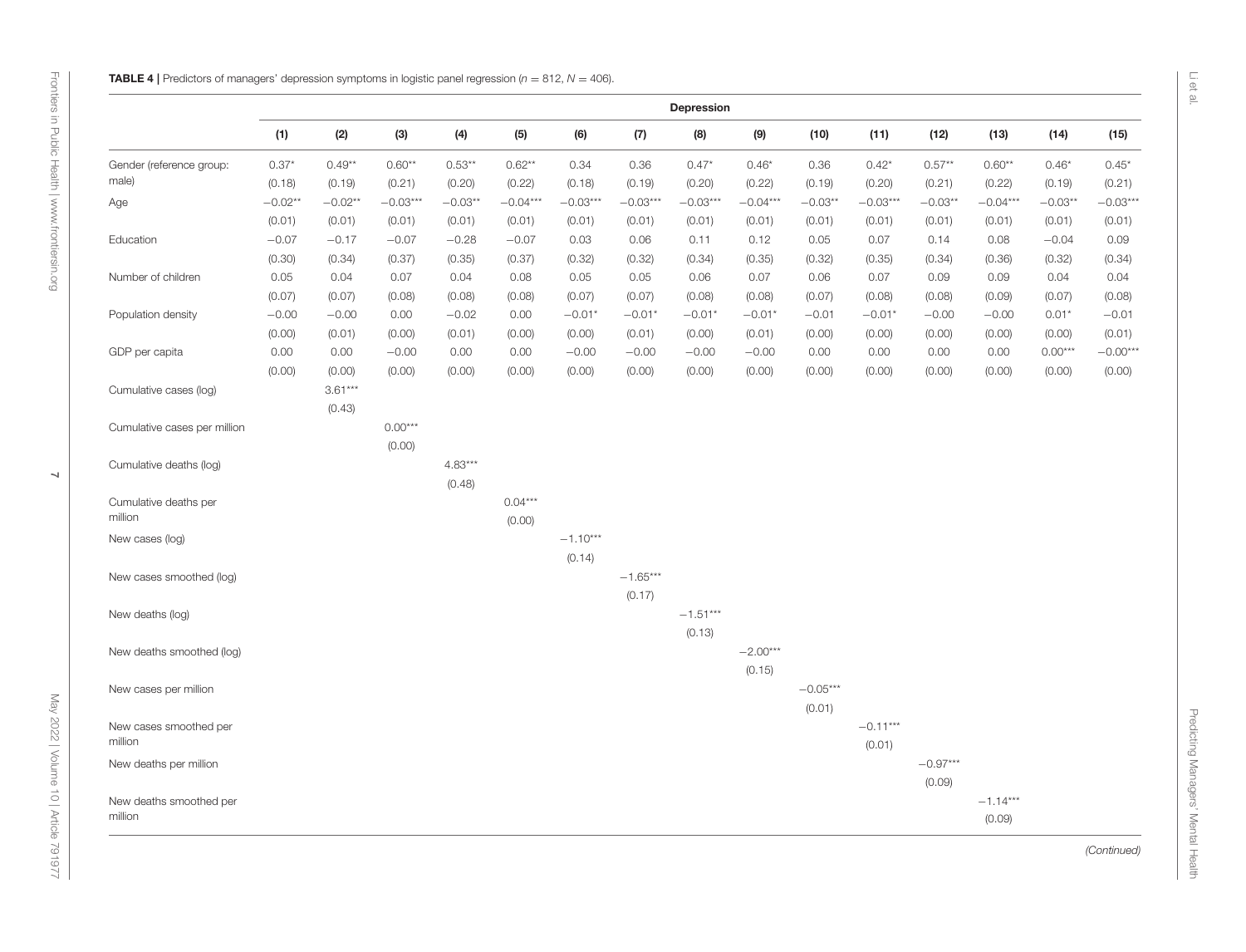**TABLE 4 |** Predictors of managers' depression symptoms in logistic panel regression ($n = 812$, $N = 406$).

| | Depression | | | | | | | | | | | | | | |
|---|---|---|---|---|---|---|---|---|---|---|---|---|---|---|---|
| | (1) | (2) | (3) | (4) | (5) | (6) | (7) | (8) | (9) | (10) | (11) | (12) | (13) | (14) | (15) |
| Gender (reference group: male) | 0.37* | 0.49** | 0.60** | 0.53** | 0.62** | 0.34 | 0.36 | 0.47* | 0.46* | 0.36 | 0.42* | 0.57** | 0.60** | 0.46* | 0.45* |
| | (0.18) | (0.19) | (0.21) | (0.20) | (0.22) | (0.18) | (0.19) | (0.20) | (0.22) | (0.19) | (0.20) | (0.21) | (0.22) | (0.19) | (0.21) |
| Age | −0.02** | −0.02** | −0.03*** | −0.03** | −0.04*** | −0.03*** | −0.03*** | −0.03*** | −0.04*** | −0.03** | −0.03*** | −0.03** | −0.04*** | −0.03** | −0.03*** |
| | (0.01) | (0.01) | (0.01) | (0.01) | (0.01) | (0.01) | (0.01) | (0.01) | (0.01) | (0.01) | (0.01) | (0.01) | (0.01) | (0.01) | (0.01) |
| Education | −0.07 | −0.17 | −0.07 | −0.28 | −0.07 | 0.03 | 0.06 | 0.11 | 0.12 | 0.05 | 0.07 | 0.14 | 0.08 | −0.04 | 0.09 |
| | (0.30) | (0.34) | (0.37) | (0.35) | (0.37) | (0.32) | (0.32) | (0.34) | (0.35) | (0.32) | (0.35) | (0.34) | (0.36) | (0.32) | (0.34) |
| Number of children | 0.05 | 0.04 | 0.07 | 0.04 | 0.08 | 0.05 | 0.05 | 0.06 | 0.07 | 0.06 | 0.07 | 0.09 | 0.09 | 0.04 | 0.04 |
| | (0.07) | (0.07) | (0.08) | (0.08) | (0.08) | (0.07) | (0.07) | (0.08) | (0.08) | (0.07) | (0.08) | (0.08) | (0.09) | (0.07) | (0.08) |
| Population density | −0.00 | −0.00 | 0.00 | −0.02 | 0.00 | −0.01* | −0.01* | −0.01* | −0.01* | −0.01 | −0.01* | −0.00 | −0.00 | 0.01* | −0.01 |
| | (0.00) | (0.01) | (0.00) | (0.01) | (0.00) | (0.00) | (0.01) | (0.00) | (0.01) | (0.00) | (0.00) | (0.00) | (0.00) | (0.00) | (0.01) |
| GDP per capita | 0.00 | 0.00 | −0.00 | 0.00 | 0.00 | −0.00 | −0.00 | −0.00 | −0.00 | 0.00 | 0.00 | 0.00 | 0.00 | 0.00*** | −0.00*** |
| | (0.00) | (0.00) | (0.00) | (0.00) | (0.00) | (0.00) | (0.00) | (0.00) | (0.00) | (0.00) | (0.00) | (0.00) | (0.00) | (0.00) | (0.00) |
| Cumulative cases (log) | | 3.61*** | | | | | | | | | | | | | |
| | | (0.43) | | | | | | | | | | | | | |
| Cumulative cases per million | | | 0.00*** | | | | | | | | | | | | |
| | | | (0.00) | | | | | | | | | | | | |
| Cumulative deaths (log) | | | | 4.83*** | | | | | | | | | | | |
| | | | | (0.48) | | | | | | | | | | | |
| Cumulative deaths per million | | | | | 0.04*** | | | | | | | | | | |
| | | | | | (0.00) | | | | | | | | | | |
| New cases (log) | | | | | | −1.10*** | | | | | | | | | |
| | | | | | | (0.14) | | | | | | | | | |
| New cases smoothed (log) | | | | | | | −1.65*** | | | | | | | | |
| | | | | | | | (0.17) | | | | | | | | |
| New deaths (log) | | | | | | | | −1.51*** | | | | | | | |
| | | | | | | | | (0.13) | | | | | | | |
| New deaths smoothed (log) | | | | | | | | | −2.00*** | | | | | | |
| | | | | | | | | | (0.15) | | | | | | |
| New cases per million | | | | | | | | | | −0.05*** | | | | | |
| | | | | | | | | | | (0.01) | | | | | |
| New cases smoothed per million | | | | | | | | | | | −0.11*** | | | | |
| | | | | | | | | | | | (0.01) | | | | |
| New deaths per million | | | | | | | | | | | | −0.97*** | | | |
| | | | | | | | | | | | | (0.09) | | | |
| New deaths smoothed per million | | | | | | | | | | | | | −1.14*** | | |
| | | | | | | | | | | | | | (0.09) | | |

*(Continued)*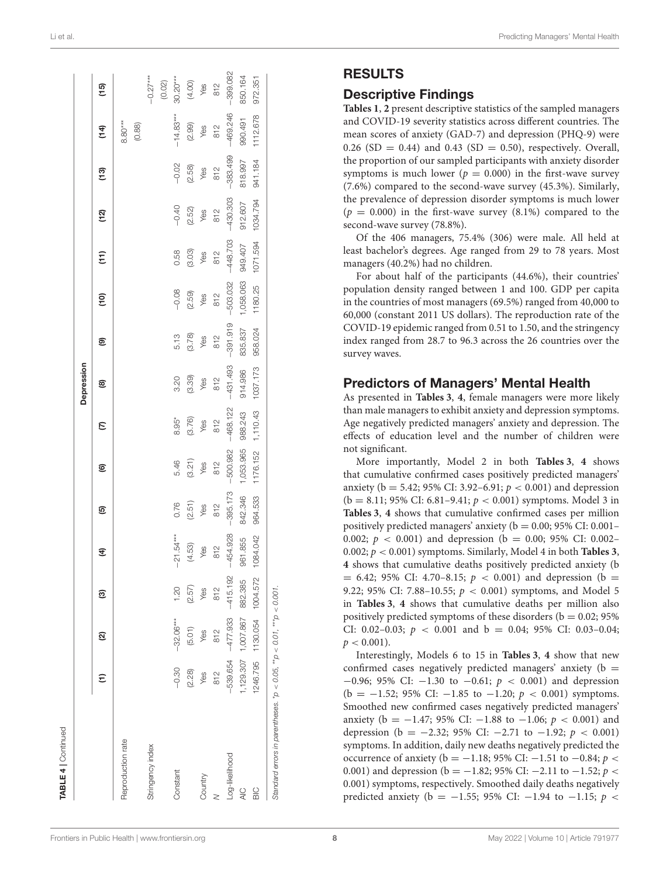**TABLE 4** | Continued

| | Depression | | | | | | | | | | | | | | |
|---|---|---|---|---|---|---|---|---|---|---|---|---|---|---|---|
| | (1) | (2) | (3) | (4) | (5) | (6) | (7) | (8) | (9) | (10) | (11) | (12) | (13) | (14) | (15) |
| Reproduction rate | | | | | | | | | | | | | | 8.80*** | |
| | | | | | | | | | | | | | | (0.88) | |
| Stringency index | | | | | | | | | | | | | | | −0.27*** |
| | | | | | | | | | | | | | | | (0.02) |
| Constant | −0.30 | −32.06*** | 1.20 | −21.54*** | 0.76 | 5.46 | 8.95* | 3.20 | 5.13 | −0.08 | 0.58 | −0.40 | −0.02 | −14.83*** | 30.20*** |
| | (2.28) | (5.01) | (2.57) | (4.53) | (2.51) | (3.21) | (3.76) | (3.39) | (3.78) | (2.59) | (3.03) | (2.52) | (2.58) | (2.99) | (4.00) |
| Country | Yes | Yes | Yes | Yes | Yes | Yes | Yes | Yes | Yes | Yes | Yes | Yes | Yes | Yes | Yes |
| N | 812 | 812 | 812 | 812 | 812 | 812 | 812 | 812 | 812 | 812 | 812 | 812 | 812 | 812 | 812 |
| Log-likelihood | −539.654 | −477.933 | −415.192 | −454.928 | −395.173 | −500.982 | −468.122 | −431.493 | −391.919 | −503.032 | −448.703 | −430.303 | −383.499 | −469.246 | −399.082 |
| AIC | 1,129.307 | 1,007.867 | 882.385 | 961.855 | 842.346 | 1,053.965 | 988.243 | 914.986 | 835.837 | 1,058.063 | 949.407 | 912.607 | 818.997 | 990.491 | 850.164 |
| BIC | 1246.795 | 1130.054 | 1004.572 | 1084.042 | 964.533 | 1176.152 | 1,110.43 | 1037.173 | 958.024 | 1180.25 | 1071.594 | 1034.794 | 941.184 | 1112.678 | 972.351 |

*Standard errors in parentheses. *p < 0.05, **p < 0.01, ***p < 0.001.*

## RESULTS

### Descriptive Findings

**Tables 1**, **2** present descriptive statistics of the sampled managers and COVID-19 severity statistics across different countries. The mean scores of anxiety (GAD-7) and depression (PHQ-9) were 0.26 (SD = 0.44) and 0.43 (SD = 0.50), respectively. Overall, the proportion of our sampled participants with anxiety disorder symptoms is much lower ($p = 0.000$) in the first-wave survey (7.6%) compared to the second-wave survey (45.3%). Similarly, the prevalence of depression disorder symptoms is much lower ($p = 0.000$) in the first-wave survey (8.1%) compared to the second-wave survey (78.8%).

Of the 406 managers, 75.4% (306) were male. All held at least bachelor's degrees. Age ranged from 29 to 78 years. Most managers (40.2%) had no children.

For about half of the participants (44.6%), their countries' population density ranged between 1 and 100. GDP per capita in the countries of most managers (69.5%) ranged from 40,000 to 60,000 (constant 2011 US dollars). The reproduction rate of the COVID-19 epidemic ranged from 0.51 to 1.50, and the stringency index ranged from 28.7 to 96.3 across the 26 countries over the survey waves.

### Predictors of Managers' Mental Health

As presented in **Tables 3**, **4**, female managers were more likely than male managers to exhibit anxiety and depression symptoms. Age negatively predicted managers' anxiety and depression. The effects of education level and the number of children were not significant.

More importantly, Model 2 in both **Tables 3**, **4** shows that cumulative confirmed cases positively predicted managers' anxiety (b = 5.42; 95% CI: 3.92–6.91; $p < 0.001$) and depression (b = 8.11; 95% CI: 6.81–9.41; $p < 0.001$) symptoms. Model 3 in **Tables 3**, **4** shows that cumulative confirmed cases per million positively predicted managers' anxiety (b = 0.00; 95% CI: 0.001–0.002; $p < 0.001$) and depression (b = 0.00; 95% CI: 0.002–0.002; $p < 0.001$) symptoms. Similarly, Model 4 in both **Tables 3**, **4** shows that cumulative deaths positively predicted anxiety (b = 6.42; 95% CI: 4.70–8.15; $p < 0.001$) and depression (b = 9.22; 95% CI: 7.88–10.55; $p < 0.001$) symptoms, and Model 5 in **Tables 3**, **4** shows that cumulative deaths per million also positively predicted symptoms of these disorders (b = 0.02; 95% CI: 0.02–0.03; $p < 0.001$ and b = 0.04; 95% CI: 0.03–0.04; $p < 0.001$).

Interestingly, Models 6 to 15 in **Tables 3**, **4** show that new confirmed cases negatively predicted managers' anxiety (b = −0.96; 95% CI: −1.30 to −0.61; $p < 0.001$) and depression (b = −1.52; 95% CI: −1.85 to −1.20; $p < 0.001$) symptoms. Smoothed new confirmed cases negatively predicted managers' anxiety (b = −1.47; 95% CI: −1.88 to −1.06; $p < 0.001$) and depression (b = −2.32; 95% CI: −2.71 to −1.92; $p < 0.001$) symptoms. In addition, daily new deaths negatively predicted the occurrence of anxiety (b = −1.18; 95% CI: −1.51 to −0.84; $p < 0.001$) and depression (b = −1.82; 95% CI: −2.11 to −1.52; $p < 0.001$) symptoms, respectively. Smoothed daily deaths negatively predicted anxiety (b = −1.55; 95% CI: −1.94 to −1.15; $p <$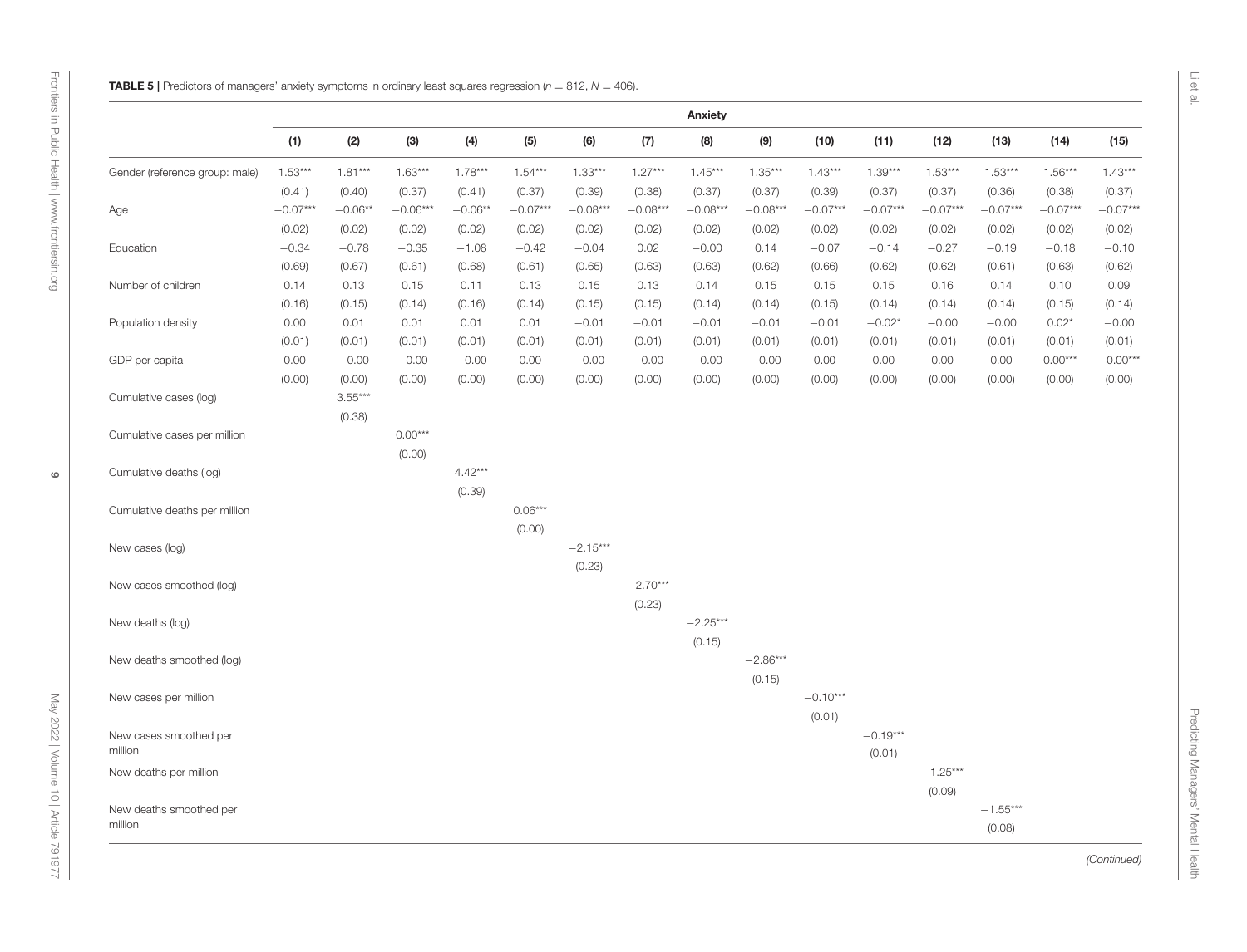**TABLE 5 |** Predictors of managers' anxiety symptoms in ordinary least squares regression ($n$ = 812, $N$ = 406).

| | Anxiety | | | | | | | | | | | | | | |
|---|---|---|---|---|---|---|---|---|---|---|---|---|---|---|---|
| | (1) | (2) | (3) | (4) | (5) | (6) | (7) | (8) | (9) | (10) | (11) | (12) | (13) | (14) | (15) |
| Gender (reference group: male) | 1.53*** | 1.81*** | 1.63*** | 1.78*** | 1.54*** | 1.33*** | 1.27*** | 1.45*** | 1.35*** | 1.43*** | 1.39*** | 1.53*** | 1.53*** | 1.56*** | 1.43*** |
| | (0.41) | (0.40) | (0.37) | (0.41) | (0.37) | (0.39) | (0.38) | (0.37) | (0.37) | (0.39) | (0.37) | (0.37) | (0.36) | (0.38) | (0.37) |
| Age | −0.07*** | −0.06** | −0.06*** | −0.06** | −0.07*** | −0.08*** | −0.08*** | −0.08*** | −0.08*** | −0.07*** | −0.07*** | −0.07*** | −0.07*** | −0.07*** | −0.07*** |
| | (0.02) | (0.02) | (0.02) | (0.02) | (0.02) | (0.02) | (0.02) | (0.02) | (0.02) | (0.02) | (0.02) | (0.02) | (0.02) | (0.02) | (0.02) |
| Education | −0.34 | −0.78 | −0.35 | −1.08 | −0.42 | −0.04 | 0.02 | −0.00 | 0.14 | −0.07 | −0.14 | −0.27 | −0.19 | −0.18 | −0.10 |
| | (0.69) | (0.67) | (0.61) | (0.68) | (0.61) | (0.65) | (0.63) | (0.63) | (0.62) | (0.66) | (0.62) | (0.62) | (0.61) | (0.63) | (0.62) |
| Number of children | 0.14 | 0.13 | 0.15 | 0.11 | 0.13 | 0.15 | 0.13 | 0.14 | 0.15 | 0.15 | 0.15 | 0.16 | 0.14 | 0.10 | 0.09 |
| | (0.16) | (0.15) | (0.14) | (0.16) | (0.14) | (0.15) | (0.15) | (0.14) | (0.14) | (0.15) | (0.14) | (0.14) | (0.14) | (0.15) | (0.14) |
| Population density | 0.00 | 0.01 | 0.01 | 0.01 | 0.01 | −0.01 | −0.01 | −0.01 | −0.01 | −0.01 | −0.02* | −0.00 | −0.00 | 0.02* | −0.00 |
| | (0.01) | (0.01) | (0.01) | (0.01) | (0.01) | (0.01) | (0.01) | (0.01) | (0.01) | (0.01) | (0.01) | (0.01) | (0.01) | (0.01) | (0.01) |
| GDP per capita | 0.00 | −0.00 | −0.00 | −0.00 | 0.00 | −0.00 | −0.00 | −0.00 | −0.00 | 0.00 | 0.00 | 0.00 | 0.00 | 0.00*** | −0.00*** |
| | (0.00) | (0.00) | (0.00) | (0.00) | (0.00) | (0.00) | (0.00) | (0.00) | (0.00) | (0.00) | (0.00) | (0.00) | (0.00) | (0.00) | (0.00) |
| Cumulative cases (log) | | 3.55*** | | | | | | | | | | | | | |
| | | (0.38) | | | | | | | | | | | | | |
| Cumulative cases per million | | | 0.00*** | | | | | | | | | | | | |
| | | | (0.00) | | | | | | | | | | | | |
| Cumulative deaths (log) | | | | 4.42*** | | | | | | | | | | | |
| | | | | (0.39) | | | | | | | | | | | |
| Cumulative deaths per million | | | | | 0.06*** | | | | | | | | | | |
| | | | | | (0.00) | | | | | | | | | | |
| New cases (log) | | | | | | −2.15*** | | | | | | | | | |
| | | | | | | (0.23) | | | | | | | | | |
| New cases smoothed (log) | | | | | | | −2.70*** | | | | | | | | |
| | | | | | | | (0.23) | | | | | | | | |
| New deaths (log) | | | | | | | | −2.25*** | | | | | | | |
| | | | | | | | | (0.15) | | | | | | | |
| New deaths smoothed (log) | | | | | | | | | −2.86*** | | | | | | |
| | | | | | | | | | (0.15) | | | | | | |
| New cases per million | | | | | | | | | | −0.10*** | | | | | |
| | | | | | | | | | | (0.01) | | | | | |
| New cases smoothed per million | | | | | | | | | | | −0.19*** | | | | |
| | | | | | | | | | | | (0.01) | | | | |
| New deaths per million | | | | | | | | | | | | −1.25*** | | | |
| | | | | | | | | | | | | (0.09) | | | |
| New deaths smoothed per million | | | | | | | | | | | | | −1.55*** | | |
| | | | | | | | | | | | | | (0.08) | | |

*(Continued)*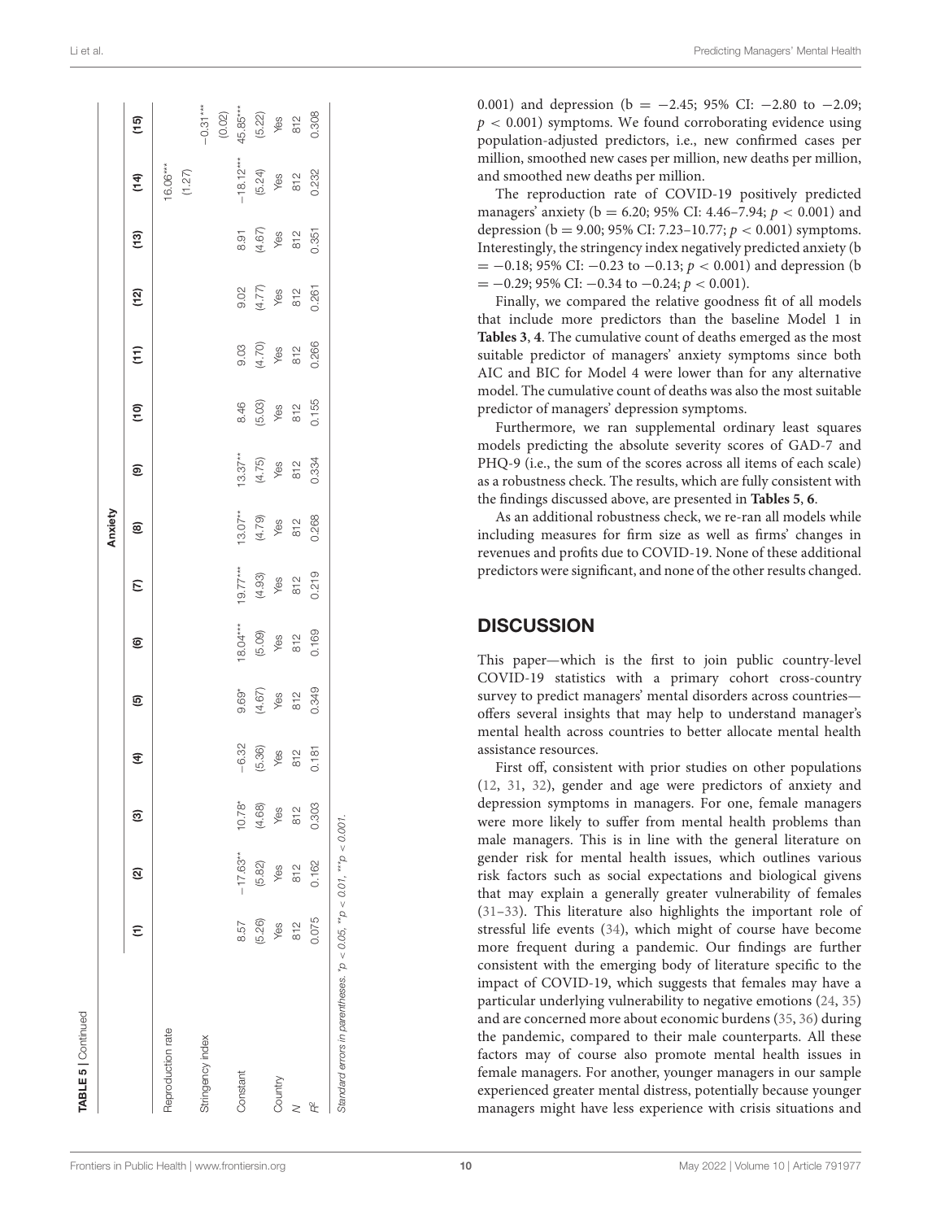**TABLE 5** | Continued

| | Anxiety | | | | | | | | | | | | | | |
|---|---|---|---|---|---|---|---|---|---|---|---|---|---|---|---|
| | (1) | (2) | (3) | (4) | (5) | (6) | (7) | (8) | (9) | (10) | (11) | (12) | (13) | (14) | (15) |
| Reproduction rate | | | | | | | | | | | | | | 16.06*** | |
| | | | | | | | | | | | | | | (1.27) | |
| Stringency index | | | | | | | | | | | | | | | −0.31*** |
| | | | | | | | | | | | | | | | (0.02) |
| Constant | 8.57 | −17.63** | 10.78* | −6.32 | 9.69* | 18.04*** | 19.77*** | 13.07** | 13.37** | 8.46 | 9.03 | 9.02 | 8.91 | −18.12*** | 45.85*** |
| | (5.26) | (5.82) | (4.68) | (5.36) | (4.67) | (5.09) | (4.93) | (4.79) | (4.75) | (5.03) | (4.70) | (4.77) | (4.67) | (5.24) | (5.22) |
| Country | Yes | Yes | Yes | Yes | Yes | Yes | Yes | Yes | Yes | Yes | Yes | Yes | Yes | Yes | Yes |
| $N$ | 812 | 812 | 812 | 812 | 812 | 812 | 812 | 812 | 812 | 812 | 812 | 812 | 812 | 812 | 812 |
| $R^2$ | 0.075 | 0.162 | 0.303 | 0.181 | 0.349 | 0.169 | 0.219 | 0.268 | 0.334 | 0.155 | 0.266 | 0.261 | 0.351 | 0.232 | 0.308 |

*Standard errors in parentheses. \*p < 0.05, \*\*p < 0.01, \*\*\*p < 0.001.*

0.001) and depression (b = −2.45; 95% CI: −2.80 to −2.09; $p < 0.001$) symptoms. We found corroborating evidence using population-adjusted predictors, i.e., new confirmed cases per million, smoothed new cases per million, new deaths per million, and smoothed new deaths per million.

The reproduction rate of COVID-19 positively predicted managers' anxiety (b = 6.20; 95% CI: 4.46–7.94; $p < 0.001$) and depression (b = 9.00; 95% CI: 7.23–10.77; $p < 0.001$) symptoms. Interestingly, the stringency index negatively predicted anxiety (b = −0.18; 95% CI: −0.23 to −0.13; $p < 0.001$) and depression (b = −0.29; 95% CI: −0.34 to −0.24; $p < 0.001$).

Finally, we compared the relative goodness fit of all models that include more predictors than the baseline Model 1 in **Tables 3**, **4**. The cumulative count of deaths emerged as the most suitable predictor of managers' anxiety symptoms since both AIC and BIC for Model 4 were lower than for any alternative model. The cumulative count of deaths was also the most suitable predictor of managers' depression symptoms.

Furthermore, we ran supplemental ordinary least squares models predicting the absolute severity scores of GAD-7 and PHQ-9 (i.e., the sum of the scores across all items of each scale) as a robustness check. The results, which are fully consistent with the findings discussed above, are presented in **Tables 5**, **6**.

As an additional robustness check, we re-ran all models while including measures for firm size as well as firms' changes in revenues and profits due to COVID-19. None of these additional predictors were significant, and none of the other results changed.

## DISCUSSION

This paper—which is the first to join public country-level COVID-19 statistics with a primary cohort cross-country survey to predict managers' mental disorders across countries—offers several insights that may help to understand manager's mental health across countries to better allocate mental health assistance resources.

First off, consistent with prior studies on other populations (12, 31, 32), gender and age were predictors of anxiety and depression symptoms in managers. For one, female managers were more likely to suffer from mental health problems than male managers. This is in line with the general literature on gender risk for mental health issues, which outlines various risk factors such as social expectations and biological givens that may explain a generally greater vulnerability of females (31–33). This literature also highlights the important role of stressful life events (34), which might of course have become more frequent during a pandemic. Our findings are further consistent with the emerging body of literature specific to the impact of COVID-19, which suggests that females may have a particular underlying vulnerability to negative emotions (24, 35) and are concerned more about economic burdens (35, 36) during the pandemic, compared to their male counterparts. All these factors may of course also promote mental health issues in female managers. For another, younger managers in our sample experienced greater mental distress, potentially because younger managers might have less experience with crisis situations and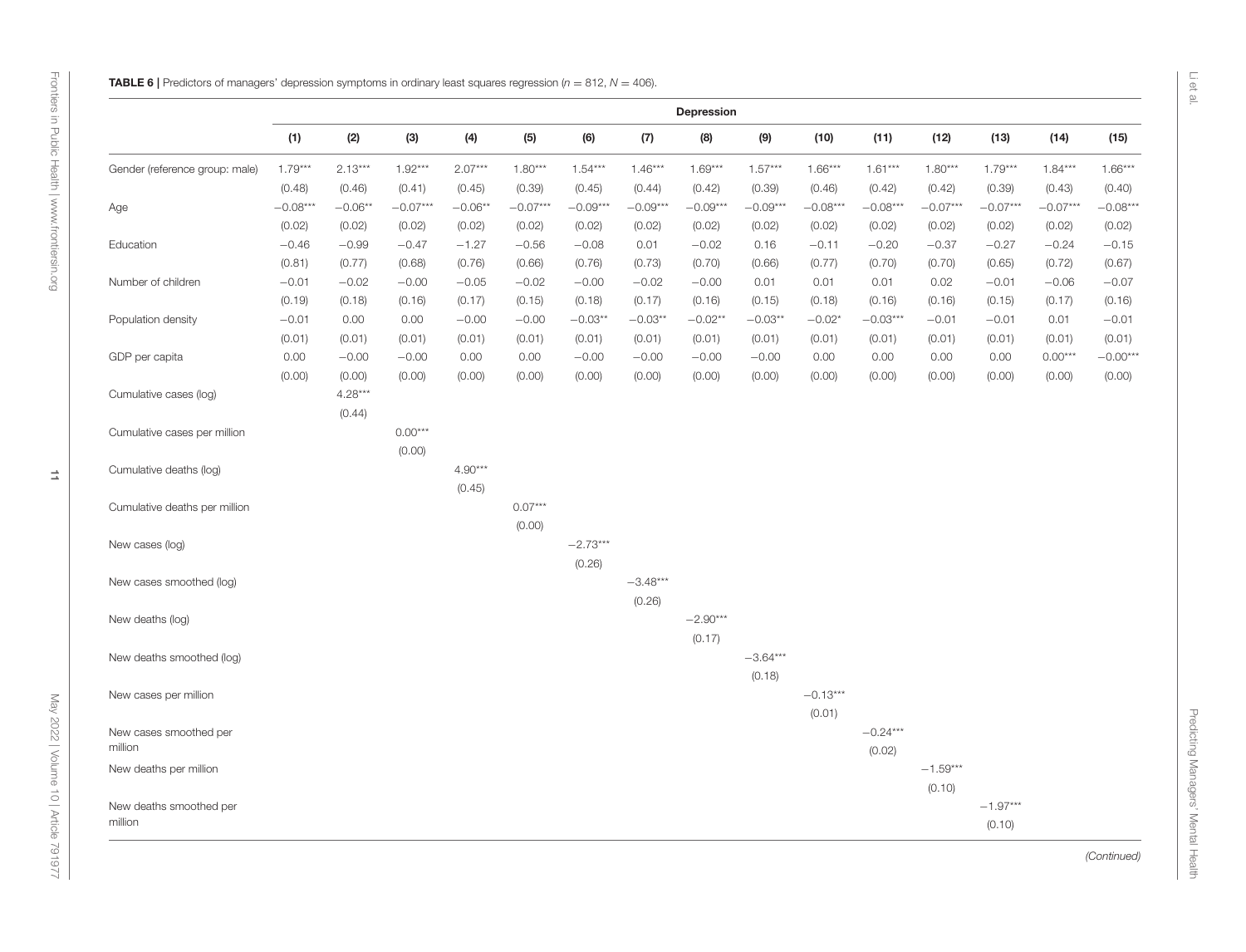**TABLE 6** | Predictors of managers' depression symptoms in ordinary least squares regression ($n$ = 812, $N$ = 406).

| | Depression | | | | | | | | | | | | | | |
|---|---|---|---|---|---|---|---|---|---|---|---|---|---|---|---|
| | (1) | (2) | (3) | (4) | (5) | (6) | (7) | (8) | (9) | (10) | (11) | (12) | (13) | (14) | (15) |
| Gender (reference group: male) | 1.79*** | 2.13*** | 1.92*** | 2.07*** | 1.80*** | 1.54*** | 1.46*** | 1.69*** | 1.57*** | 1.66*** | 1.61*** | 1.80*** | 1.79*** | 1.84*** | 1.66*** |
| | (0.48) | (0.46) | (0.41) | (0.45) | (0.39) | (0.45) | (0.44) | (0.42) | (0.39) | (0.46) | (0.42) | (0.42) | (0.39) | (0.43) | (0.40) |
| Age | −0.08*** | −0.06** | −0.07*** | −0.06** | −0.07*** | −0.09*** | −0.09*** | −0.09*** | −0.09*** | −0.08*** | −0.08*** | −0.07*** | −0.07*** | −0.07*** | −0.08*** |
| | (0.02) | (0.02) | (0.02) | (0.02) | (0.02) | (0.02) | (0.02) | (0.02) | (0.02) | (0.02) | (0.02) | (0.02) | (0.02) | (0.02) | (0.02) |
| Education | −0.46 | −0.99 | −0.47 | −1.27 | −0.56 | −0.08 | 0.01 | −0.02 | 0.16 | −0.11 | −0.20 | −0.37 | −0.27 | −0.24 | −0.15 |
| | (0.81) | (0.77) | (0.68) | (0.76) | (0.66) | (0.76) | (0.73) | (0.70) | (0.66) | (0.77) | (0.70) | (0.70) | (0.65) | (0.72) | (0.67) |
| Number of children | −0.01 | −0.02 | −0.00 | −0.05 | −0.02 | −0.00 | −0.02 | −0.00 | 0.01 | 0.01 | 0.01 | 0.02 | −0.01 | −0.06 | −0.07 |
| | (0.19) | (0.18) | (0.16) | (0.17) | (0.15) | (0.18) | (0.17) | (0.16) | (0.15) | (0.18) | (0.16) | (0.16) | (0.15) | (0.17) | (0.16) |
| Population density | −0.01 | 0.00 | 0.00 | −0.00 | −0.00 | −0.03** | −0.03** | −0.02** | −0.03** | −0.02* | −0.03*** | −0.01 | −0.01 | 0.01 | −0.01 |
| | (0.01) | (0.01) | (0.01) | (0.01) | (0.01) | (0.01) | (0.01) | (0.01) | (0.01) | (0.01) | (0.01) | (0.01) | (0.01) | (0.01) | (0.01) |
| GDP per capita | 0.00 | −0.00 | −0.00 | 0.00 | 0.00 | −0.00 | −0.00 | −0.00 | −0.00 | 0.00 | 0.00 | 0.00 | 0.00 | 0.00*** | −0.00*** |
| | (0.00) | (0.00) | (0.00) | (0.00) | (0.00) | (0.00) | (0.00) | (0.00) | (0.00) | (0.00) | (0.00) | (0.00) | (0.00) | (0.00) | (0.00) |
| Cumulative cases (log) | | 4.28*** | | | | | | | | | | | | | |
| | | (0.44) | | | | | | | | | | | | | |
| Cumulative cases per million | | | 0.00*** | | | | | | | | | | | | |
| | | | (0.00) | | | | | | | | | | | | |
| Cumulative deaths (log) | | | | 4.90*** | | | | | | | | | | | |
| | | | | (0.45) | | | | | | | | | | | |
| Cumulative deaths per million | | | | | 0.07*** | | | | | | | | | | |
| | | | | | (0.00) | | | | | | | | | | |
| New cases (log) | | | | | | −2.73*** | | | | | | | | | |
| | | | | | | (0.26) | | | | | | | | | |
| New cases smoothed (log) | | | | | | | −3.48*** | | | | | | | | |
| | | | | | | | (0.26) | | | | | | | | |
| New deaths (log) | | | | | | | | −2.90*** | | | | | | | |
| | | | | | | | | (0.17) | | | | | | | |
| New deaths smoothed (log) | | | | | | | | | −3.64*** | | | | | | |
| | | | | | | | | | (0.18) | | | | | | |
| New cases per million | | | | | | | | | | −0.13*** | | | | | |
| | | | | | | | | | | (0.01) | | | | | |
| New cases smoothed per million | | | | | | | | | | | −0.24*** | | | | |
| | | | | | | | | | | | (0.02) | | | | |
| New deaths per million | | | | | | | | | | | | −1.59*** | | | |
| | | | | | | | | | | | | (0.10) | | | |
| New deaths smoothed per million | | | | | | | | | | | | | −1.97*** | | |
| | | | | | | | | | | | | | (0.10) | | |

*(Continued)*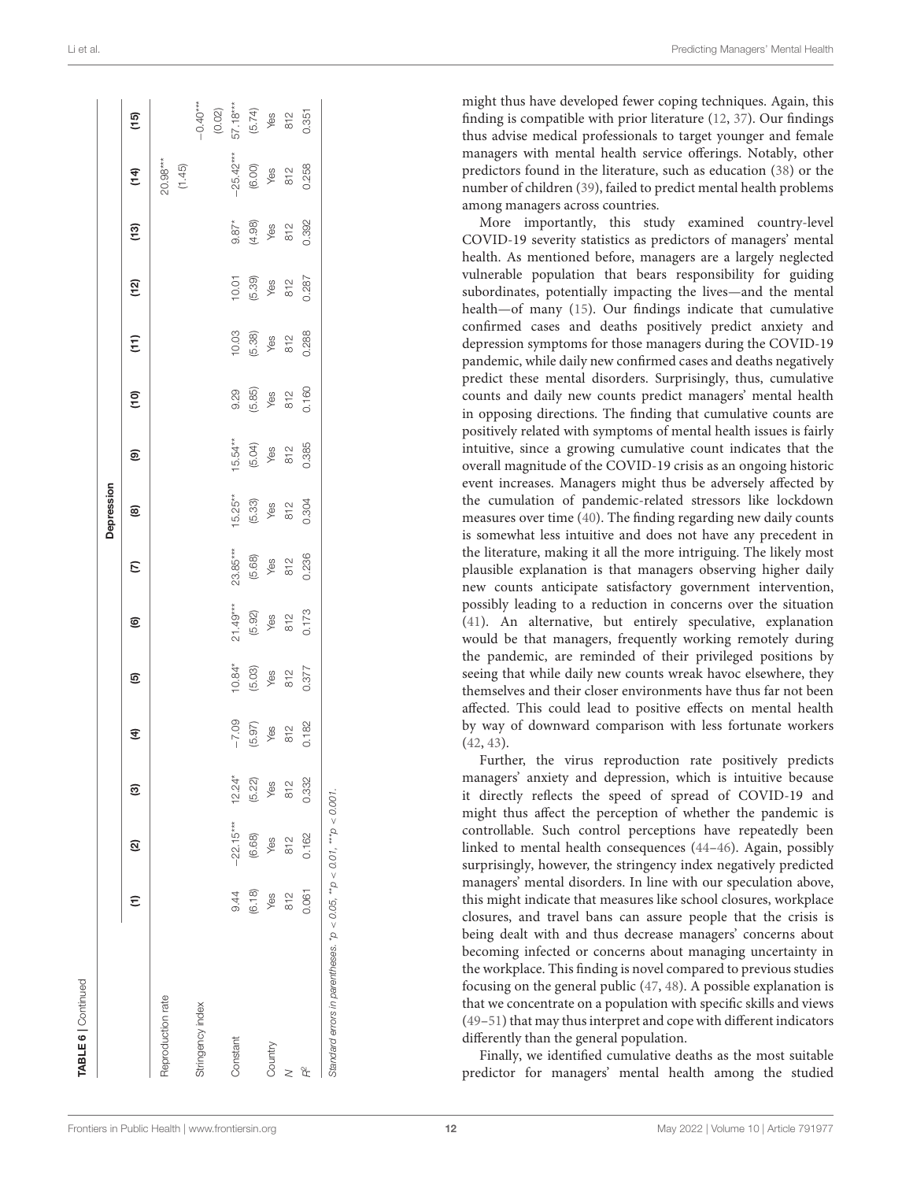**TABLE 6** | Continued

| | Depression | | | | | | | | | | | | | | |
|---|---|---|---|---|---|---|---|---|---|---|---|---|---|---|---|
| | (1) | (2) | (3) | (4) | (5) | (6) | (7) | (8) | (9) | (10) | (11) | (12) | (13) | (14) | (15) |
| Reproduction rate | | | | | | | | | | | | | | 20.98*** | |
| | | | | | | | | | | | | | | (1.45) | |
| Stringency index | | | | | | | | | | | | | | | −0.40*** |
| | | | | | | | | | | | | | | | (0.02) |
| Constant | 9.44 | −22.15*** | 12.24* | −7.09 | 10.84* | 21.49*** | 23.85*** | 15.25** | 15.54** | 9.29 | 10.03 | 10.01 | 9.87* | −25.42*** | 57.18*** |
| | (6.18) | (6.68) | (5.22) | (5.97) | (5.03) | (5.92) | (5.68) | (5.33) | (5.04) | (5.85) | (5.38) | (5.39) | (4.98) | (6.00) | (5.74) |
| Country | Yes | Yes | Yes | Yes | Yes | Yes | Yes | Yes | Yes | Yes | Yes | Yes | Yes | Yes | Yes |
| $N$ | 812 | 812 | 812 | 812 | 812 | 812 | 812 | 812 | 812 | 812 | 812 | 812 | 812 | 812 | 812 |
| $R^2$ | 0.061 | 0.162 | 0.332 | 0.182 | 0.377 | 0.173 | 0.236 | 0.304 | 0.385 | 0.160 | 0.288 | 0.287 | 0.392 | 0.258 | 0.351 |

*Standard errors in parentheses.* $^{*}p < 0.05$, $^{**}p < 0.01$, $^{***}p < 0.001$.

might thus have developed fewer coping techniques. Again, this finding is compatible with prior literature (12, 37). Our findings thus advise medical professionals to target younger and female managers with mental health service offerings. Notably, other predictors found in the literature, such as education (38) or the number of children (39), failed to predict mental health problems among managers across countries.

More importantly, this study examined country-level COVID-19 severity statistics as predictors of managers' mental health. As mentioned before, managers are a largely neglected vulnerable population that bears responsibility for guiding subordinates, potentially impacting the lives—and the mental health—of many (15). Our findings indicate that cumulative confirmed cases and deaths positively predict anxiety and depression symptoms for those managers during the COVID-19 pandemic, while daily new confirmed cases and deaths negatively predict these mental disorders. Surprisingly, thus, cumulative counts and daily new counts predict managers' mental health in opposing directions. The finding that cumulative counts are positively related with symptoms of mental health issues is fairly intuitive, since a growing cumulative count indicates that the overall magnitude of the COVID-19 crisis as an ongoing historic event increases. Managers might thus be adversely affected by the cumulation of pandemic-related stressors like lockdown measures over time (40). The finding regarding new daily counts is somewhat less intuitive and does not have any precedent in the literature, making it all the more intriguing. The likely most plausible explanation is that managers observing higher daily new counts anticipate satisfactory government intervention, possibly leading to a reduction in concerns over the situation (41). An alternative, but entirely speculative, explanation would be that managers, frequently working remotely during the pandemic, are reminded of their privileged positions by seeing that while daily new counts wreak havoc elsewhere, they themselves and their closer environments have thus far not been affected. This could lead to positive effects on mental health by way of downward comparison with less fortunate workers (42, 43).

Further, the virus reproduction rate positively predicts managers' anxiety and depression, which is intuitive because it directly reflects the speed of spread of COVID-19 and might thus affect the perception of whether the pandemic is controllable. Such control perceptions have repeatedly been linked to mental health consequences (44–46). Again, possibly surprisingly, however, the stringency index negatively predicted managers' mental disorders. In line with our speculation above, this might indicate that measures like school closures, workplace closures, and travel bans can assure people that the crisis is being dealt with and thus decrease managers' concerns about becoming infected or concerns about managing uncertainty in the workplace. This finding is novel compared to previous studies focusing on the general public (47, 48). A possible explanation is that we concentrate on a population with specific skills and views (49–51) that may thus interpret and cope with different indicators differently than the general population.

Finally, we identified cumulative deaths as the most suitable predictor for managers' mental health among the studied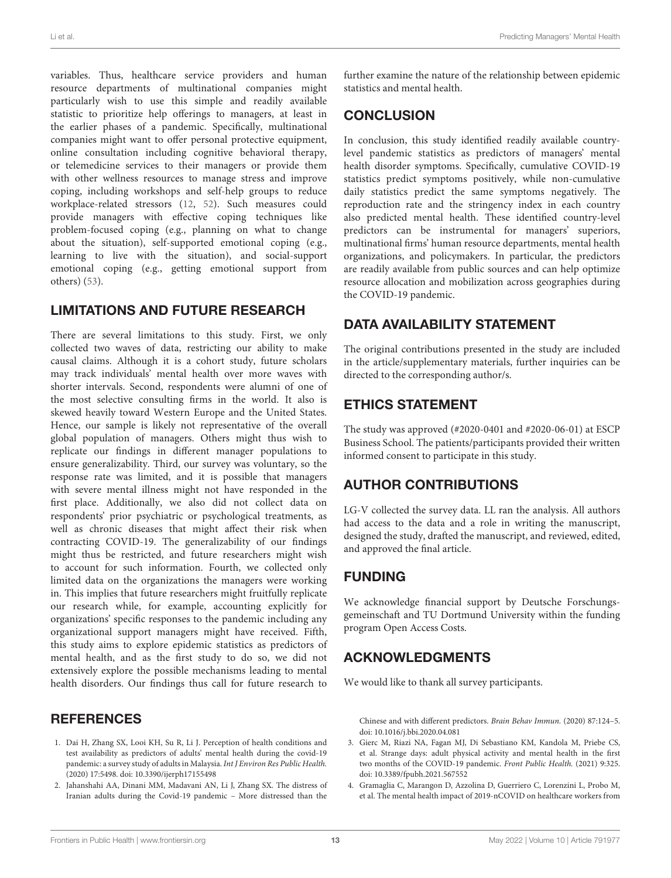variables. Thus, healthcare service providers and human resource departments of multinational companies might particularly wish to use this simple and readily available statistic to prioritize help offerings to managers, at least in the earlier phases of a pandemic. Specifically, multinational companies might want to offer personal protective equipment, online consultation including cognitive behavioral therapy, or telemedicine services to their managers or provide them with other wellness resources to manage stress and improve coping, including workshops and self-help groups to reduce workplace-related stressors (12, 52). Such measures could provide managers with effective coping techniques like problem-focused coping (e.g., planning on what to change about the situation), self-supported emotional coping (e.g., learning to live with the situation), and social-support emotional coping (e.g., getting emotional support from others) (53).

## LIMITATIONS AND FUTURE RESEARCH

There are several limitations to this study. First, we only collected two waves of data, restricting our ability to make causal claims. Although it is a cohort study, future scholars may track individuals' mental health over more waves with shorter intervals. Second, respondents were alumni of one of the most selective consulting firms in the world. It also is skewed heavily toward Western Europe and the United States. Hence, our sample is likely not representative of the overall global population of managers. Others might thus wish to replicate our findings in different manager populations to ensure generalizability. Third, our survey was voluntary, so the response rate was limited, and it is possible that managers with severe mental illness might not have responded in the first place. Additionally, we also did not collect data on respondents' prior psychiatric or psychological treatments, as well as chronic diseases that might affect their risk when contracting COVID-19. The generalizability of our findings might thus be restricted, and future researchers might wish to account for such information. Fourth, we collected only limited data on the organizations the managers were working in. This implies that future researchers might fruitfully replicate our research while, for example, accounting explicitly for organizations' specific responses to the pandemic including any organizational support managers might have received. Fifth, this study aims to explore epidemic statistics as predictors of mental health, and as the first study to do so, we did not extensively explore the possible mechanisms leading to mental health disorders. Our findings thus call for future research to further examine the nature of the relationship between epidemic statistics and mental health.

## CONCLUSION

In conclusion, this study identified readily available country-level pandemic statistics as predictors of managers' mental health disorder symptoms. Specifically, cumulative COVID-19 statistics predict symptoms positively, while non-cumulative daily statistics predict the same symptoms negatively. The reproduction rate and the stringency index in each country also predicted mental health. These identified country-level predictors can be instrumental for managers' superiors, multinational firms' human resource departments, mental health organizations, and policymakers. In particular, the predictors are readily available from public sources and can help optimize resource allocation and mobilization across geographies during the COVID-19 pandemic.

## DATA AVAILABILITY STATEMENT

The original contributions presented in the study are included in the article/supplementary materials, further inquiries can be directed to the corresponding author/s.

## ETHICS STATEMENT

The study was approved (#2020-0401 and #2020-06-01) at ESCP Business School. The patients/participants provided their written informed consent to participate in this study.

## AUTHOR CONTRIBUTIONS

LG-V collected the survey data. LL ran the analysis. All authors had access to the data and a role in writing the manuscript, designed the study, drafted the manuscript, and reviewed, edited, and approved the final article.

## FUNDING

We acknowledge financial support by Deutsche Forschungsgemeinschaft and TU Dortmund University within the funding program Open Access Costs.

## ACKNOWLEDGMENTS

We would like to thank all survey participants.

## REFERENCES

1. Dai H, Zhang SX, Looi KH, Su R, Li J. Perception of health conditions and test availability as predictors of adults' mental health during the covid-19 pandemic: a survey study of adults in Malaysia. *Int J Environ Res Public Health.* (2020) 17:5498. doi: 10.3390/ijerph17155498
2. Jahanshahi AA, Dinani MM, Madavani AN, Li J, Zhang SX. The distress of Iranian adults during the Covid-19 pandemic – More distressed than the Chinese and with different predictors. *Brain Behav Immun.* (2020) 87:124–5. doi: 10.1016/j.bbi.2020.04.081
3. Gierc M, Riazi NA, Fagan MJ, Di Sebastiano KM, Kandola M, Priebe CS, et al. Strange days: adult physical activity and mental health in the first two months of the COVID-19 pandemic. *Front Public Health.* (2021) 9:325. doi: 10.3389/fpubh.2021.567552
4. Gramaglia C, Marangon D, Azzolina D, Guerriero C, Lorenzini L, Probo M, et al. The mental health impact of 2019-nCOVID on healthcare workers from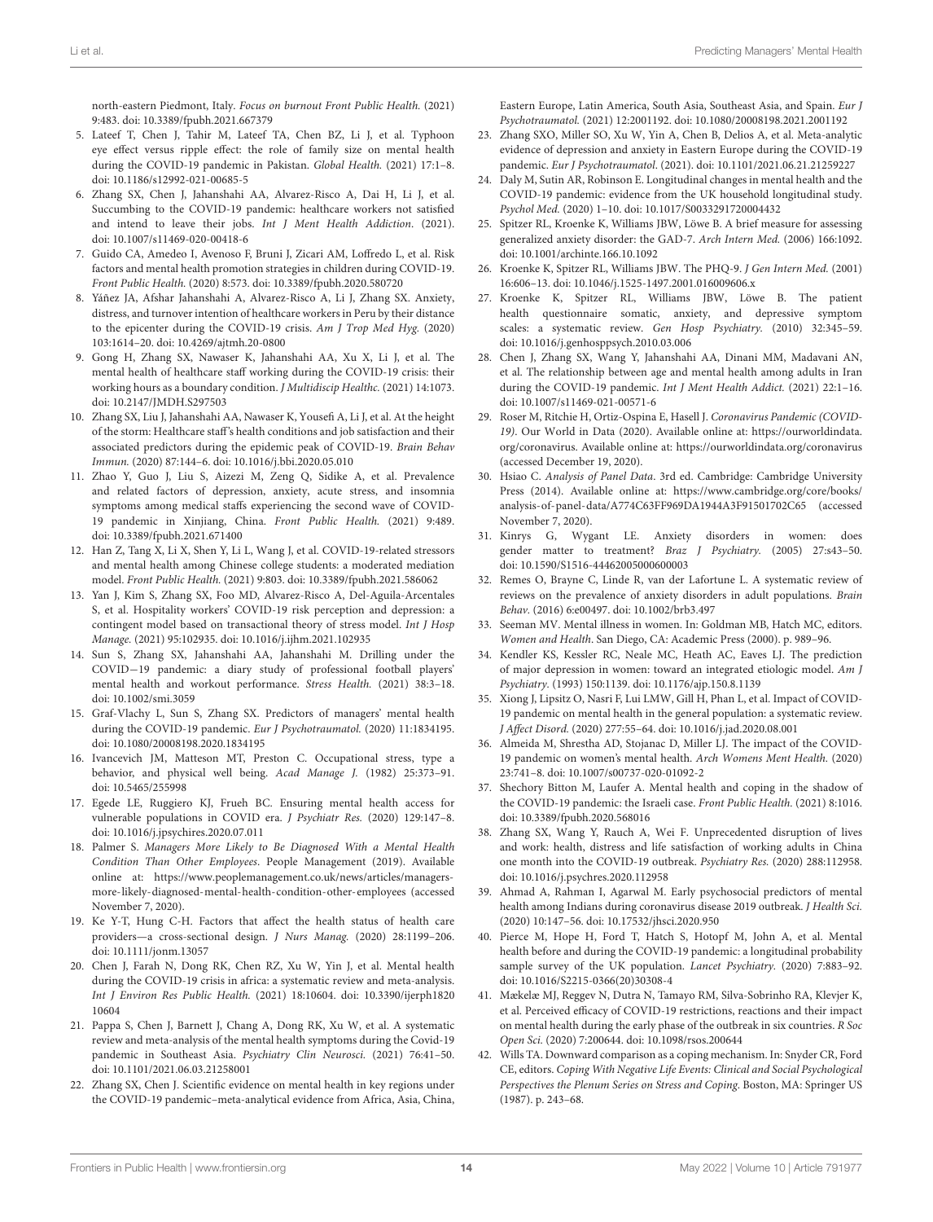north-eastern Piedmont, Italy. *Focus on burnout Front Public Health.* (2021) 9:483. doi: 10.3389/fpubh.2021.667379

5. Lateef T, Chen J, Tahir M, Lateef TA, Chen BZ, Li J, et al. Typhoon eye effect versus ripple effect: the role of family size on mental health during the COVID-19 pandemic in Pakistan. *Global Health.* (2021) 17:1–8. doi: 10.1186/s12992-021-00685-5
6. Zhang SX, Chen J, Jahanshahi AA, Alvarez-Risco A, Dai H, Li J, et al. Succumbing to the COVID-19 pandemic: healthcare workers not satisfied and intend to leave their jobs. *Int J Ment Health Addiction*. (2021). doi: 10.1007/s11469-020-00418-6
7. Guido CA, Amedeo I, Avenoso F, Bruni J, Zicari AM, Loffredo L, et al. Risk factors and mental health promotion strategies in children during COVID-19. *Front Public Health.* (2020) 8:573. doi: 10.3389/fpubh.2020.580720
8. Yáñez JA, Afshar Jahanshahi A, Alvarez-Risco A, Li J, Zhang SX. Anxiety, distress, and turnover intention of healthcare workers in Peru by their distance to the epicenter during the COVID-19 crisis. *Am J Trop Med Hyg.* (2020) 103:1614–20. doi: 10.4269/ajtmh.20-0800
9. Gong H, Zhang SX, Nawaser K, Jahanshahi AA, Xu X, Li J, et al. The mental health of healthcare staff working during the COVID-19 crisis: their working hours as a boundary condition. *J Multidiscip Healthc.* (2021) 14:1073. doi: 10.2147/JMDH.S297503
10. Zhang SX, Liu J, Jahanshahi AA, Nawaser K, Yousefi A, Li J, et al. At the height of the storm: Healthcare staff's health conditions and job satisfaction and their associated predictors during the epidemic peak of COVID-19. *Brain Behav Immun.* (2020) 87:144–6. doi: 10.1016/j.bbi.2020.05.010
11. Zhao Y, Guo J, Liu S, Aizezi M, Zeng Q, Sidike A, et al. Prevalence and related factors of depression, anxiety, acute stress, and insomnia symptoms among medical staffs experiencing the second wave of COVID-19 pandemic in Xinjiang, China. *Front Public Health.* (2021) 9:489. doi: 10.3389/fpubh.2021.671400
12. Han Z, Tang X, Li X, Shen Y, Li L, Wang J, et al. COVID-19-related stressors and mental health among Chinese college students: a moderated mediation model. *Front Public Health.* (2021) 9:803. doi: 10.3389/fpubh.2021.586062
13. Yan J, Kim S, Zhang SX, Foo MD, Alvarez-Risco A, Del-Aguila-Arcentales S, et al. Hospitality workers' COVID-19 risk perception and depression: a contingent model based on transactional theory of stress model. *Int J Hosp Manage.* (2021) 95:102935. doi: 10.1016/j.ijhm.2021.102935
14. Sun S, Zhang SX, Jahanshahi AA, Jahanshahi M. Drilling under the COVID−19 pandemic: a diary study of professional football players' mental health and workout performance. *Stress Health.* (2021) 38:3–18. doi: 10.1002/smi.3059
15. Graf-Vlachy L, Sun S, Zhang SX. Predictors of managers' mental health during the COVID-19 pandemic. *Eur J Psychotraumatol.* (2020) 11:1834195. doi: 10.1080/20008198.2020.1834195
16. Ivancevich JM, Matteson MT, Preston C. Occupational stress, type a behavior, and physical well being. *Acad Manage J.* (1982) 25:373–91. doi: 10.5465/255998
17. Egede LE, Ruggiero KJ, Frueh BC. Ensuring mental health access for vulnerable populations in COVID era. *J Psychiatr Res.* (2020) 129:147–8. doi: 10.1016/j.jpsychires.2020.07.011
18. Palmer S. *Managers More Likely to Be Diagnosed With a Mental Health Condition Than Other Employees*. People Management (2019). Available online at: https://www.peoplemanagement.co.uk/news/articles/managers-more-likely-diagnosed-mental-health-condition-other-employees (accessed November 7, 2020).
19. Ke Y-T, Hung C-H. Factors that affect the health status of health care providers—a cross-sectional design. *J Nurs Manag.* (2020) 28:1199–206. doi: 10.1111/jonm.13057
20. Chen J, Farah N, Dong RK, Chen RZ, Xu W, Yin J, et al. Mental health during the COVID-19 crisis in africa: a systematic review and meta-analysis. *Int J Environ Res Public Health.* (2021) 18:10604. doi: 10.3390/ijerph182010604
21. Pappa S, Chen J, Barnett J, Chang A, Dong RK, Xu W, et al. A systematic review and meta-analysis of the mental health symptoms during the Covid-19 pandemic in Southeast Asia. *Psychiatry Clin Neurosci.* (2021) 76:41–50. doi: 10.1101/2021.06.03.21258001
22. Zhang SX, Chen J. Scientific evidence on mental health in key regions under the COVID-19 pandemic–meta-analytical evidence from Africa, Asia, China, Eastern Europe, Latin America, South Asia, Southeast Asia, and Spain. *Eur J Psychotraumatol.* (2021) 12:2001192. doi: 10.1080/20008198.2021.2001192
23. Zhang SXO, Miller SO, Xu W, Yin A, Chen B, Delios A, et al. Meta-analytic evidence of depression and anxiety in Eastern Europe during the COVID-19 pandemic. *Eur J Psychotraumatol*. (2021). doi: 10.1101/2021.06.21.21259227
24. Daly M, Sutin AR, Robinson E. Longitudinal changes in mental health and the COVID-19 pandemic: evidence from the UK household longitudinal study. *Psychol Med.* (2020) 1–10. doi: 10.1017/S0033291720004432
25. Spitzer RL, Kroenke K, Williams JBW, Löwe B. A brief measure for assessing generalized anxiety disorder: the GAD-7. *Arch Intern Med.* (2006) 166:1092. doi: 10.1001/archinte.166.10.1092
26. Kroenke K, Spitzer RL, Williams JBW. The PHQ-9. *J Gen Intern Med.* (2001) 16:606–13. doi: 10.1046/j.1525-1497.2001.016009606.x
27. Kroenke K, Spitzer RL, Williams JBW, Löwe B. The patient health questionnaire somatic, anxiety, and depressive symptom scales: a systematic review. *Gen Hosp Psychiatry.* (2010) 32:345–59. doi: 10.1016/j.genhosppsych.2010.03.006
28. Chen J, Zhang SX, Wang Y, Jahanshahi AA, Dinani MM, Madavani AN, et al. The relationship between age and mental health among adults in Iran during the COVID-19 pandemic. *Int J Ment Health Addict.* (2021) 22:1–16. doi: 10.1007/s11469-021-00571-6
29. Roser M, Ritchie H, Ortiz-Ospina E, Hasell J. *Coronavirus Pandemic (COVID-19)*. Our World in Data (2020). Available online at: https://ourworldindata.org/coronavirus. Available online at: https://ourworldindata.org/coronavirus (accessed December 19, 2020).
30. Hsiao C. *Analysis of Panel Data*. 3rd ed. Cambridge: Cambridge University Press (2014). Available online at: https://www.cambridge.org/core/books/analysis-of-panel-data/A774C63FF969DA1944A3F91501702C65 (accessed November 7, 2020).
31. Kinrys G, Wygant LE. Anxiety disorders in women: does gender matter to treatment? *Braz J Psychiatry.* (2005) 27:s43–50. doi: 10.1590/S1516-44462005000600003
32. Remes O, Brayne C, Linde R, van der Lafortune L. A systematic review of reviews on the prevalence of anxiety disorders in adult populations. *Brain Behav*. (2016) 6:e00497. doi: 10.1002/brb3.497
33. Seeman MV. Mental illness in women. In: Goldman MB, Hatch MC, editors. *Women and Health*. San Diego, CA: Academic Press (2000). p. 989–96.
34. Kendler KS, Kessler RC, Neale MC, Heath AC, Eaves LJ. The prediction of major depression in women: toward an integrated etiologic model. *Am J Psychiatry*. (1993) 150:1139. doi: 10.1176/ajp.150.8.1139
35. Xiong J, Lipsitz O, Nasri F, Lui LMW, Gill H, Phan L, et al. Impact of COVID-19 pandemic on mental health in the general population: a systematic review. *J Affect Disord.* (2020) 277:55–64. doi: 10.1016/j.jad.2020.08.001
36. Almeida M, Shrestha AD, Stojanac D, Miller LJ. The impact of the COVID-19 pandemic on women's mental health. *Arch Womens Ment Health.* (2020) 23:741–8. doi: 10.1007/s00737-020-01092-2
37. Shechory Bitton M, Laufer A. Mental health and coping in the shadow of the COVID-19 pandemic: the Israeli case. *Front Public Health.* (2021) 8:1016. doi: 10.3389/fpubh.2020.568016
38. Zhang SX, Wang Y, Rauch A, Wei F. Unprecedented disruption of lives and work: health, distress and life satisfaction of working adults in China one month into the COVID-19 outbreak. *Psychiatry Res.* (2020) 288:112958. doi: 10.1016/j.psychres.2020.112958
39. Ahmad A, Rahman I, Agarwal M. Early psychosocial predictors of mental health among Indians during coronavirus disease 2019 outbreak. *J Health Sci.* (2020) 10:147–56. doi: 10.17532/jhsci.2020.950
40. Pierce M, Hope H, Ford T, Hatch S, Hotopf M, John A, et al. Mental health before and during the COVID-19 pandemic: a longitudinal probability sample survey of the UK population. *Lancet Psychiatry.* (2020) 7:883–92. doi: 10.1016/S2215-0366(20)30308-4
41. Mækelæ MJ, Reggev N, Dutra N, Tamayo RM, Silva-Sobrinho RA, Klevjer K, et al. Perceived efficacy of COVID-19 restrictions, reactions and their impact on mental health during the early phase of the outbreak in six countries. *R Soc Open Sci.* (2020) 7:200644. doi: 10.1098/rsos.200644
42. Wills TA. Downward comparison as a coping mechanism. In: Snyder CR, Ford CE, editors. *Coping With Negative Life Events: Clinical and Social Psychological Perspectives the Plenum Series on Stress and Coping*. Boston, MA: Springer US (1987). p. 243–68.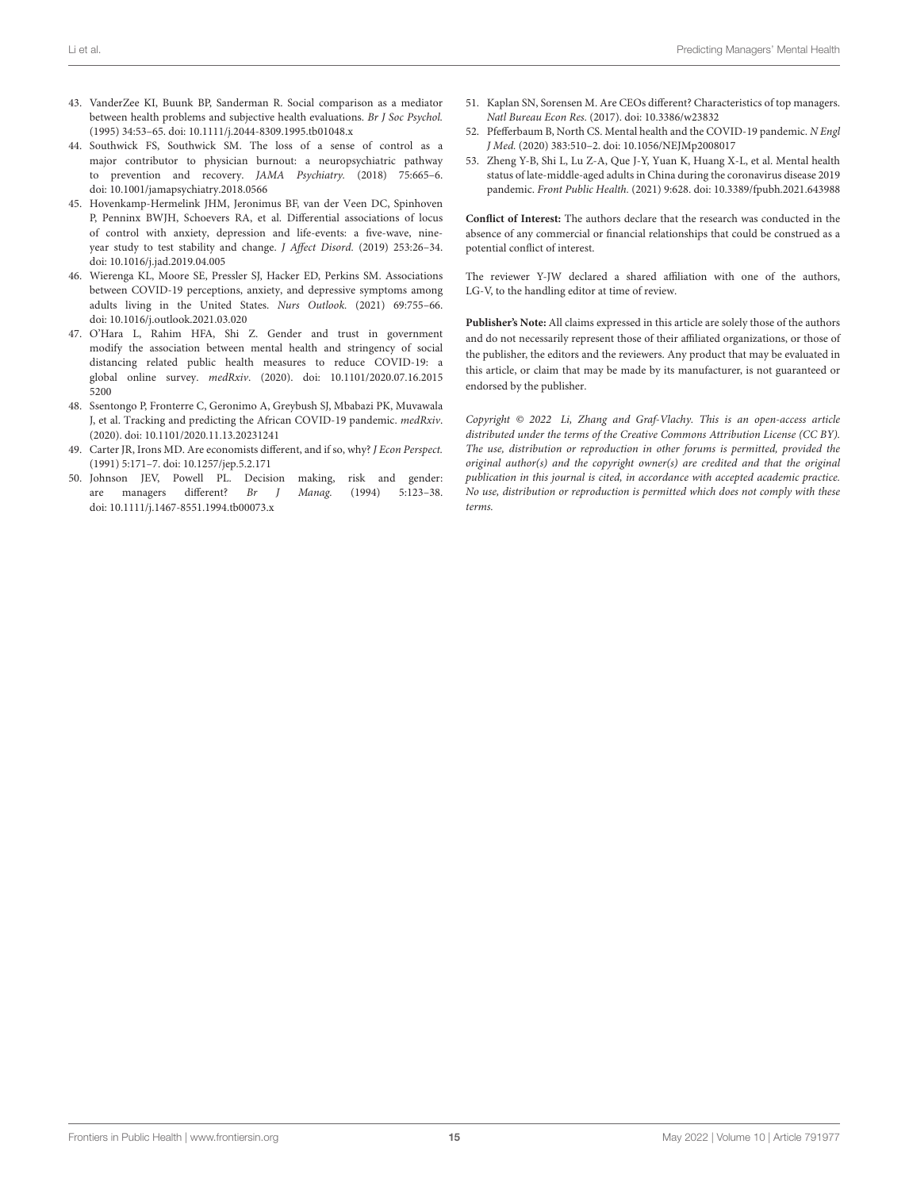43. VanderZee KI, Buunk BP, Sanderman R. Social comparison as a mediator between health problems and subjective health evaluations. *Br J Soc Psychol.* (1995) 34:53–65. doi: 10.1111/j.2044-8309.1995.tb01048.x
44. Southwick FS, Southwick SM. The loss of a sense of control as a major contributor to physician burnout: a neuropsychiatric pathway to prevention and recovery. *JAMA Psychiatry.* (2018) 75:665–6. doi: 10.1001/jamapsychiatry.2018.0566
45. Hovenkamp-Hermelink JHM, Jeronimus BF, van der Veen DC, Spinhoven P, Penninx BWJH, Schoevers RA, et al. Differential associations of locus of control with anxiety, depression and life-events: a five-wave, nine-year study to test stability and change. *J Affect Disord.* (2019) 253:26–34. doi: 10.1016/j.jad.2019.04.005
46. Wierenga KL, Moore SE, Pressler SJ, Hacker ED, Perkins SM. Associations between COVID-19 perceptions, anxiety, and depressive symptoms among adults living in the United States. *Nurs Outlook.* (2021) 69:755–66. doi: 10.1016/j.outlook.2021.03.020
47. O'Hara L, Rahim HFA, Shi Z. Gender and trust in government modify the association between mental health and stringency of social distancing related public health measures to reduce COVID-19: a global online survey. *medRxiv*. (2020). doi: 10.1101/2020.07.16.20155200
48. Ssentongo P, Fronterre C, Geronimo A, Greybush SJ, Mbabazi PK, Muvawala J, et al. Tracking and predicting the African COVID-19 pandemic. *medRxiv*. (2020). doi: 10.1101/2020.11.13.20231241
49. Carter JR, Irons MD. Are economists different, and if so, why? *J Econ Perspect.* (1991) 5:171–7. doi: 10.1257/jep.5.2.171
50. Johnson JEV, Powell PL. Decision making, risk and gender: are managers different? *Br J Manag.* (1994) 5:123–38. doi: 10.1111/j.1467-8551.1994.tb00073.x
51. Kaplan SN, Sorensen M. Are CEOs different? Characteristics of top managers. *Natl Bureau Econ Res.* (2017). doi: 10.3386/w23832
52. Pfefferbaum B, North CS. Mental health and the COVID-19 pandemic. *N Engl J Med.* (2020) 383:510–2. doi: 10.1056/NEJMp2008017
53. Zheng Y-B, Shi L, Lu Z-A, Que J-Y, Yuan K, Huang X-L, et al. Mental health status of late-middle-aged adults in China during the coronavirus disease 2019 pandemic. *Front Public Health.* (2021) 9:628. doi: 10.3389/fpubh.2021.643988

**Conflict of Interest:** The authors declare that the research was conducted in the absence of any commercial or financial relationships that could be construed as a potential conflict of interest.

The reviewer Y-JW declared a shared affiliation with one of the authors, LG-V, to the handling editor at time of review.

**Publisher's Note:** All claims expressed in this article are solely those of the authors and do not necessarily represent those of their affiliated organizations, or those of the publisher, the editors and the reviewers. Any product that may be evaluated in this article, or claim that may be made by its manufacturer, is not guaranteed or endorsed by the publisher.

*Copyright © 2022 Li, Zhang and Graf-Vlachy. This is an open-access article distributed under the terms of the Creative Commons Attribution License (CC BY). The use, distribution or reproduction in other forums is permitted, provided the original author(s) and the copyright owner(s) are credited and that the original publication in this journal is cited, in accordance with accepted academic practice. No use, distribution or reproduction is permitted which does not comply with these terms.*